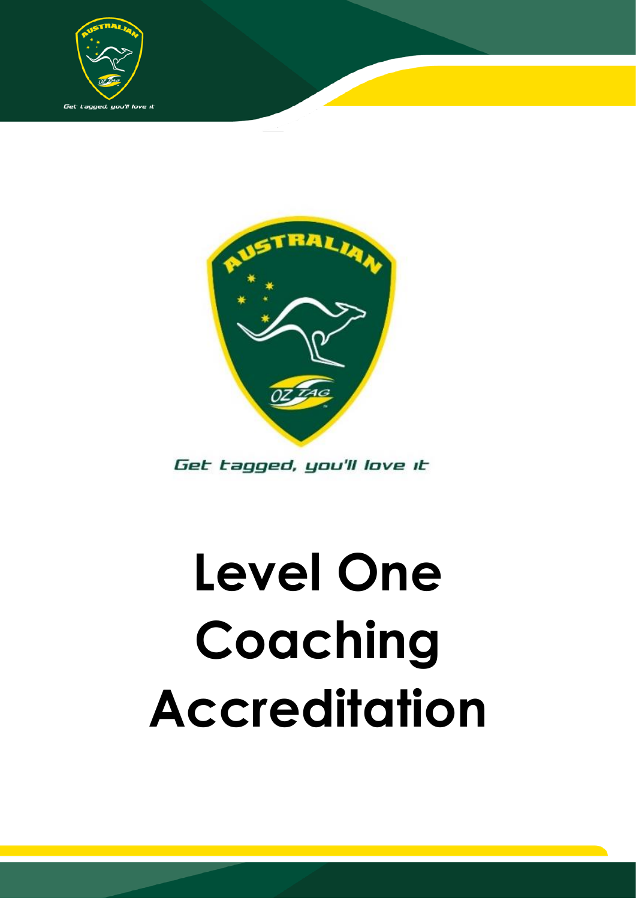Get tagged, you'll love it

# Level One Coaching Accreditation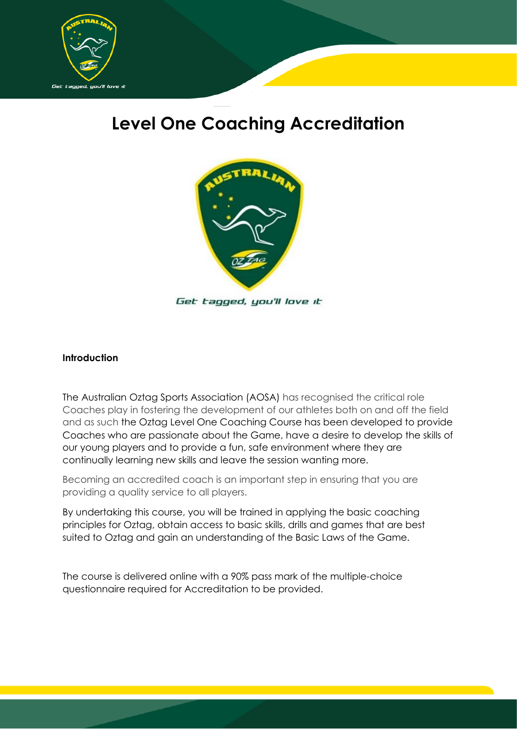# Level One Coaching Accreditation

Get tagged, you'll love it

**Introduction**

The Australian Oztag Sports Association (AOSA) has recognised the critical role Coaches play in fostering the development of our athletes both on and off the field and as such the Oztag Level One Coaching Course has been developed to provide Coaches who are passionate about the Game, have a desire to develop the skills of our young players and to provide a fun, safe environment where they are continually learning new skills and leave the session wanting more.

Becoming an accredited coach is an important step in ensuring that you are providing a quality service to all players.

By undertaking this course, you will be trained in applying the basic coaching principles for Oztag, obtain access to basic skills, drills and games that are best suited to Oztag and gain an understanding of the Basic Laws of the Game.

The course is delivered online with a 90% pass mark of the multiple-choice questionnaire required for Accreditation to be provided.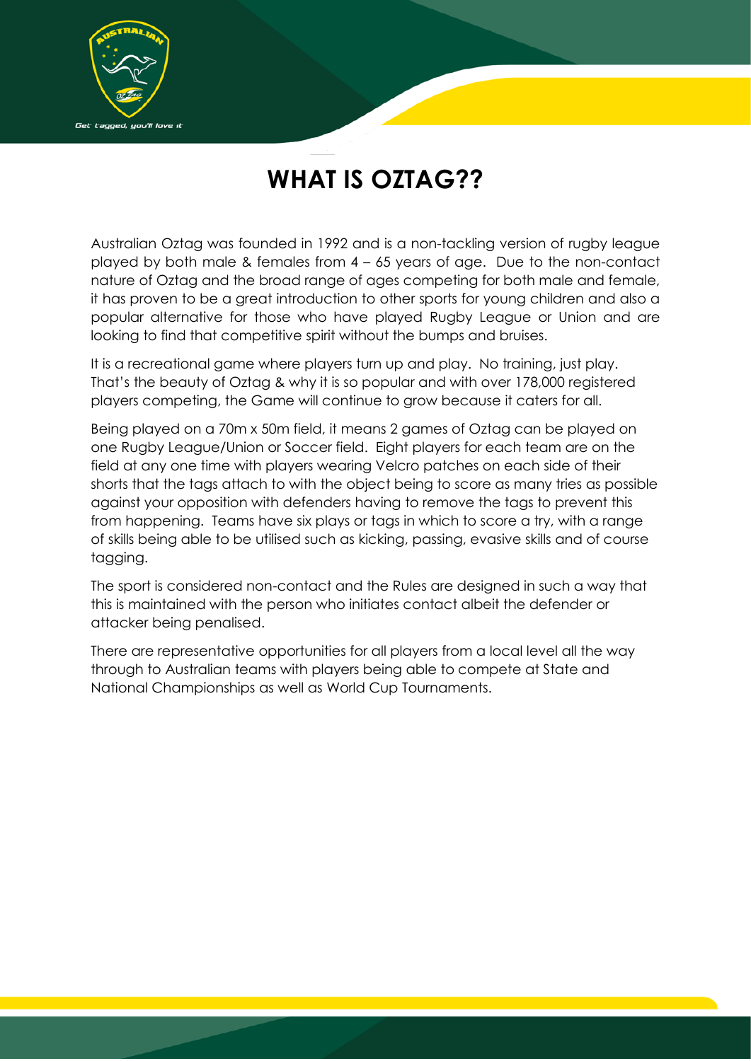# WHAT IS OZTAG??

Australian Oztag was founded in 1992 and is a non-tackling version of rugby league played by both male & females from 4 – 65 years of age. Due to the non-contact nature of Oztag and the broad range of ages competing for both male and female, it has proven to be a great introduction to other sports for young children and also a popular alternative for those who have played Rugby League or Union and are looking to find that competitive spirit without the bumps and bruises.

It is a recreational game where players turn up and play. No training, just play. That's the beauty of Oztag & why it is so popular and with over 178,000 registered players competing, the Game will continue to grow because it caters for all.

Being played on a 70m x 50m field, it means 2 games of Oztag can be played on one Rugby League/Union or Soccer field. Eight players for each team are on the field at any one time with players wearing Velcro patches on each side of their shorts that the tags attach to with the object being to score as many tries as possible against your opposition with defenders having to remove the tags to prevent this from happening. Teams have six plays or tags in which to score a try, with a range of skills being able to be utilised such as kicking, passing, evasive skills and of course tagging.

The sport is considered non-contact and the Rules are designed in such a way that this is maintained with the person who initiates contact albeit the defender or attacker being penalised.

There are representative opportunities for all players from a local level all the way through to Australian teams with players being able to compete at State and National Championships as well as World Cup Tournaments.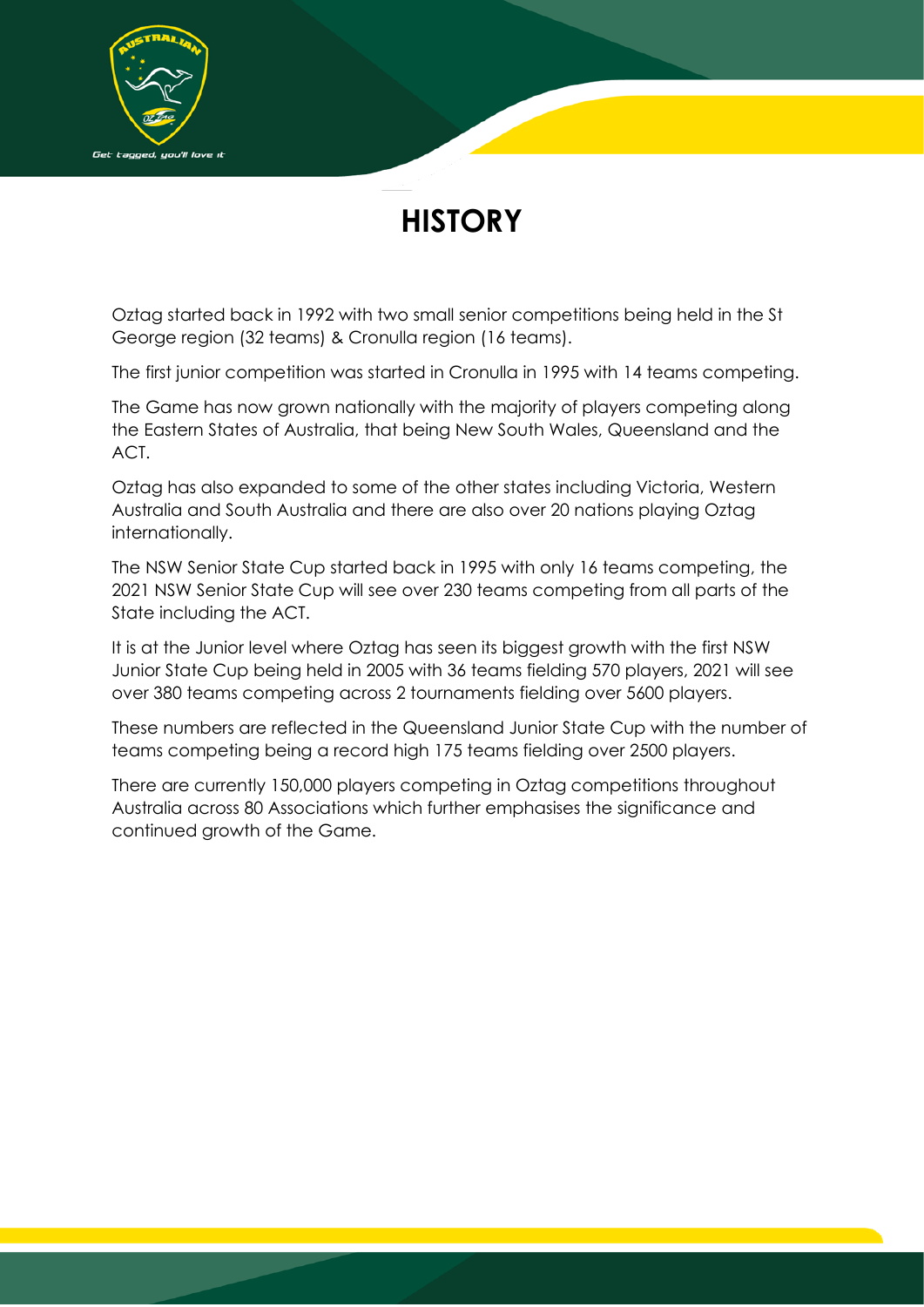# HISTORY

Oztag started back in 1992 with two small senior competitions being held in the St George region (32 teams) & Cronulla region (16 teams).

The first junior competition was started in Cronulla in 1995 with 14 teams competing.

The Game has now grown nationally with the majority of players competing along the Eastern States of Australia, that being New South Wales, Queensland and the ACT.

Oztag has also expanded to some of the other states including Victoria, Western Australia and South Australia and there are also over 20 nations playing Oztag internationally.

The NSW Senior State Cup started back in 1995 with only 16 teams competing, the 2021 NSW Senior State Cup will see over 230 teams competing from all parts of the State including the ACT.

It is at the Junior level where Oztag has seen its biggest growth with the first NSW Junior State Cup being held in 2005 with 36 teams fielding 570 players, 2021 will see over 380 teams competing across 2 tournaments fielding over 5600 players.

These numbers are reflected in the Queensland Junior State Cup with the number of teams competing being a record high 175 teams fielding over 2500 players.

There are currently 150,000 players competing in Oztag competitions throughout Australia across 80 Associations which further emphasises the significance and continued growth of the Game.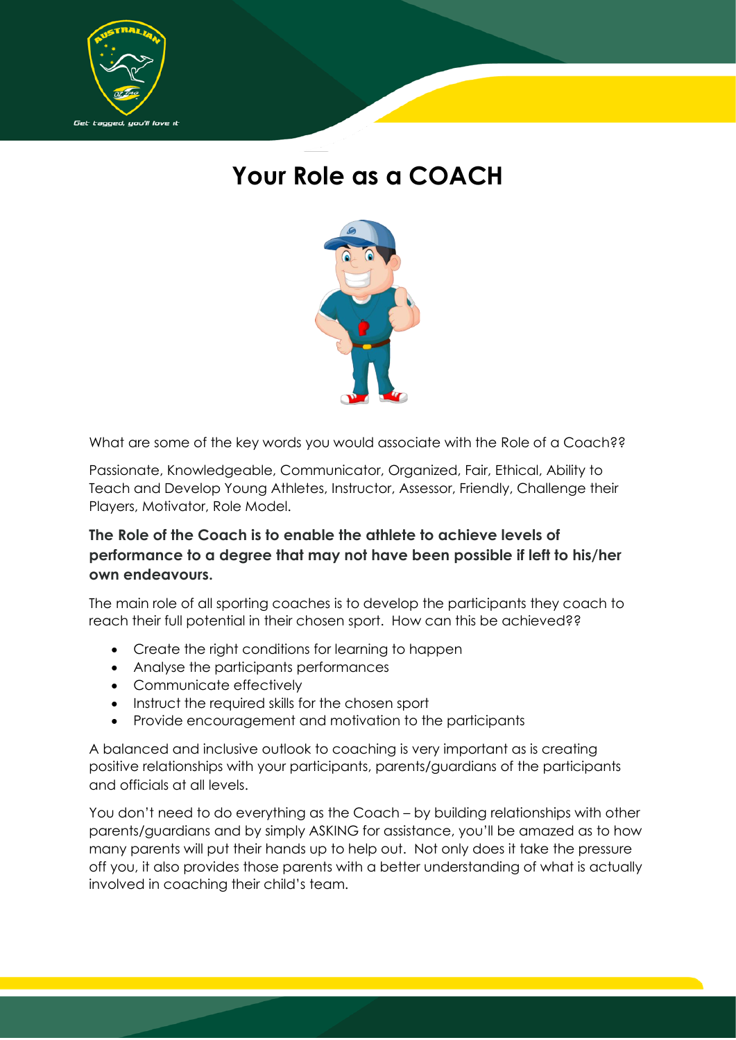# Your Role as a COACH

What are some of the key words you would associate with the Role of a Coach??

Passionate, Knowledgeable, Communicator, Organized, Fair, Ethical, Ability to Teach and Develop Young Athletes, Instructor, Assessor, Friendly, Challenge their Players, Motivator, Role Model.

**The Role of the Coach is to enable the athlete to achieve levels of performance to a degree that may not have been possible if left to his/her own endeavours.**

The main role of all sporting coaches is to develop the participants they coach to reach their full potential in their chosen sport. How can this be achieved??

- Create the right conditions for learning to happen
- Analyse the participants performances
- Communicate effectively
- Instruct the required skills for the chosen sport
- Provide encouragement and motivation to the participants

A balanced and inclusive outlook to coaching is very important as is creating positive relationships with your participants, parents/guardians of the participants and officials at all levels.

You don't need to do everything as the Coach – by building relationships with other parents/guardians and by simply ASKING for assistance, you'll be amazed as to how many parents will put their hands up to help out. Not only does it take the pressure off you, it also provides those parents with a better understanding of what is actually involved in coaching their child's team.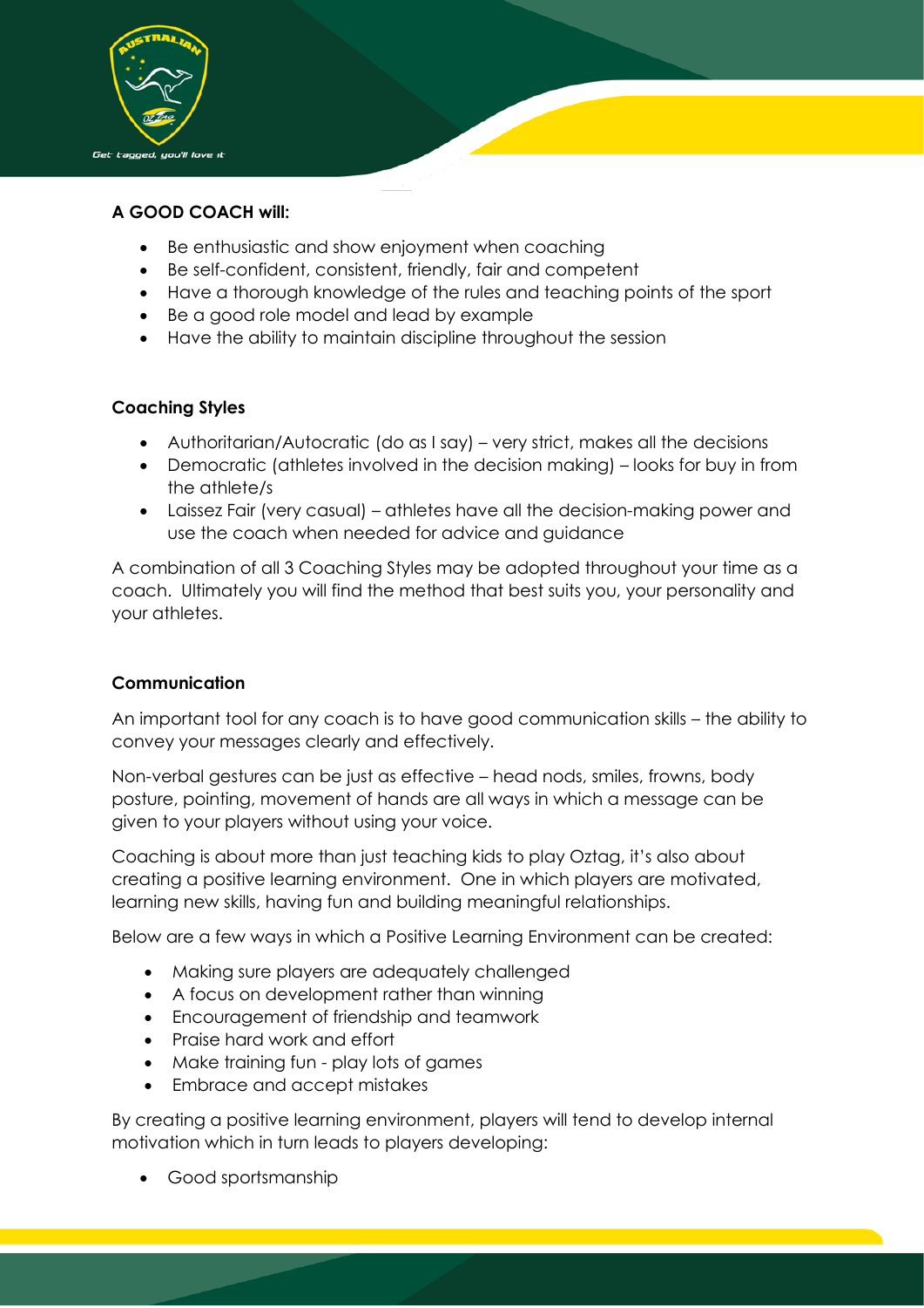**A GOOD COACH will:**

- Be enthusiastic and show enjoyment when coaching
- Be self-confident, consistent, friendly, fair and competent
- Have a thorough knowledge of the rules and teaching points of the sport
- Be a good role model and lead by example
- Have the ability to maintain discipline throughout the session

**Coaching Styles**

- Authoritarian/Autocratic (do as I say) – very strict, makes all the decisions
- Democratic (athletes involved in the decision making) – looks for buy in from the athlete/s
- Laissez Fair (very casual) – athletes have all the decision-making power and use the coach when needed for advice and guidance

A combination of all 3 Coaching Styles may be adopted throughout your time as a coach. Ultimately you will find the method that best suits you, your personality and your athletes.

**Communication**

An important tool for any coach is to have good communication skills – the ability to convey your messages clearly and effectively.

Non-verbal gestures can be just as effective – head nods, smiles, frowns, body posture, pointing, movement of hands are all ways in which a message can be given to your players without using your voice.

Coaching is about more than just teaching kids to play Oztag, it's also about creating a positive learning environment. One in which players are motivated, learning new skills, having fun and building meaningful relationships.

Below are a few ways in which a Positive Learning Environment can be created:

- Making sure players are adequately challenged
- A focus on development rather than winning
- Encouragement of friendship and teamwork
- Praise hard work and effort
- Make training fun - play lots of games
- Embrace and accept mistakes

By creating a positive learning environment, players will tend to develop internal motivation which in turn leads to players developing:

- Good sportsmanship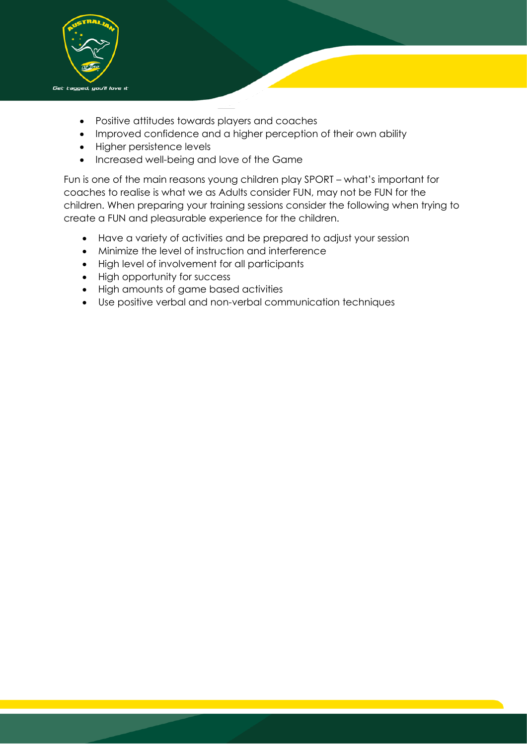- Positive attitudes towards players and coaches
- Improved confidence and a higher perception of their own ability
- Higher persistence levels
- Increased well-being and love of the Game

Fun is one of the main reasons young children play SPORT – what's important for coaches to realise is what we as Adults consider FUN, may not be FUN for the children. When preparing your training sessions consider the following when trying to create a FUN and pleasurable experience for the children.

- Have a variety of activities and be prepared to adjust your session
- Minimize the level of instruction and interference
- High level of involvement for all participants
- High opportunity for success
- High amounts of game based activities
- Use positive verbal and non-verbal communication techniques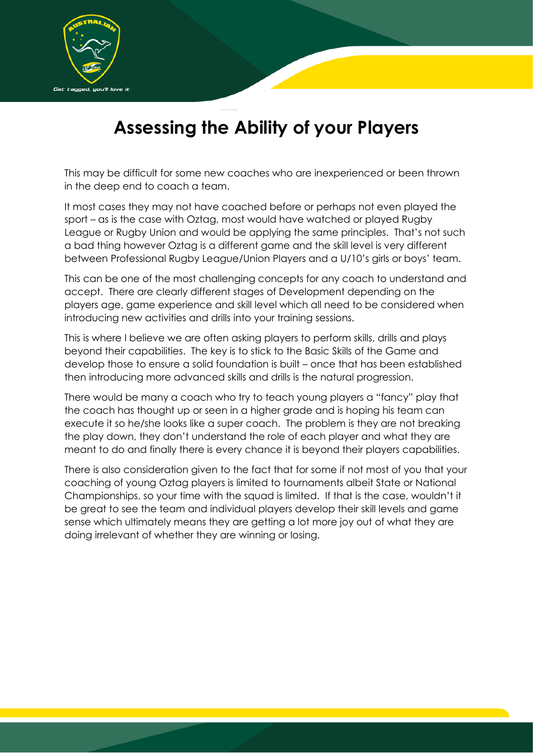# Assessing the Ability of your Players

This may be difficult for some new coaches who are inexperienced or been thrown in the deep end to coach a team.

It most cases they may not have coached before or perhaps not even played the sport – as is the case with Oztag, most would have watched or played Rugby League or Rugby Union and would be applying the same principles. That's not such a bad thing however Oztag is a different game and the skill level is very different between Professional Rugby League/Union Players and a U/10's girls or boys' team.

This can be one of the most challenging concepts for any coach to understand and accept. There are clearly different stages of Development depending on the players age, game experience and skill level which all need to be considered when introducing new activities and drills into your training sessions.

This is where I believe we are often asking players to perform skills, drills and plays beyond their capabilities. The key is to stick to the Basic Skills of the Game and develop those to ensure a solid foundation is built – once that has been established then introducing more advanced skills and drills is the natural progression.

There would be many a coach who try to teach young players a "fancy" play that the coach has thought up or seen in a higher grade and is hoping his team can execute it so he/she looks like a super coach. The problem is they are not breaking the play down, they don't understand the role of each player and what they are meant to do and finally there is every chance it is beyond their players capabilities.

There is also consideration given to the fact that for some if not most of you that your coaching of young Oztag players is limited to tournaments albeit State or National Championships, so your time with the squad is limited. If that is the case, wouldn't it be great to see the team and individual players develop their skill levels and game sense which ultimately means they are getting a lot more joy out of what they are doing irrelevant of whether they are winning or losing.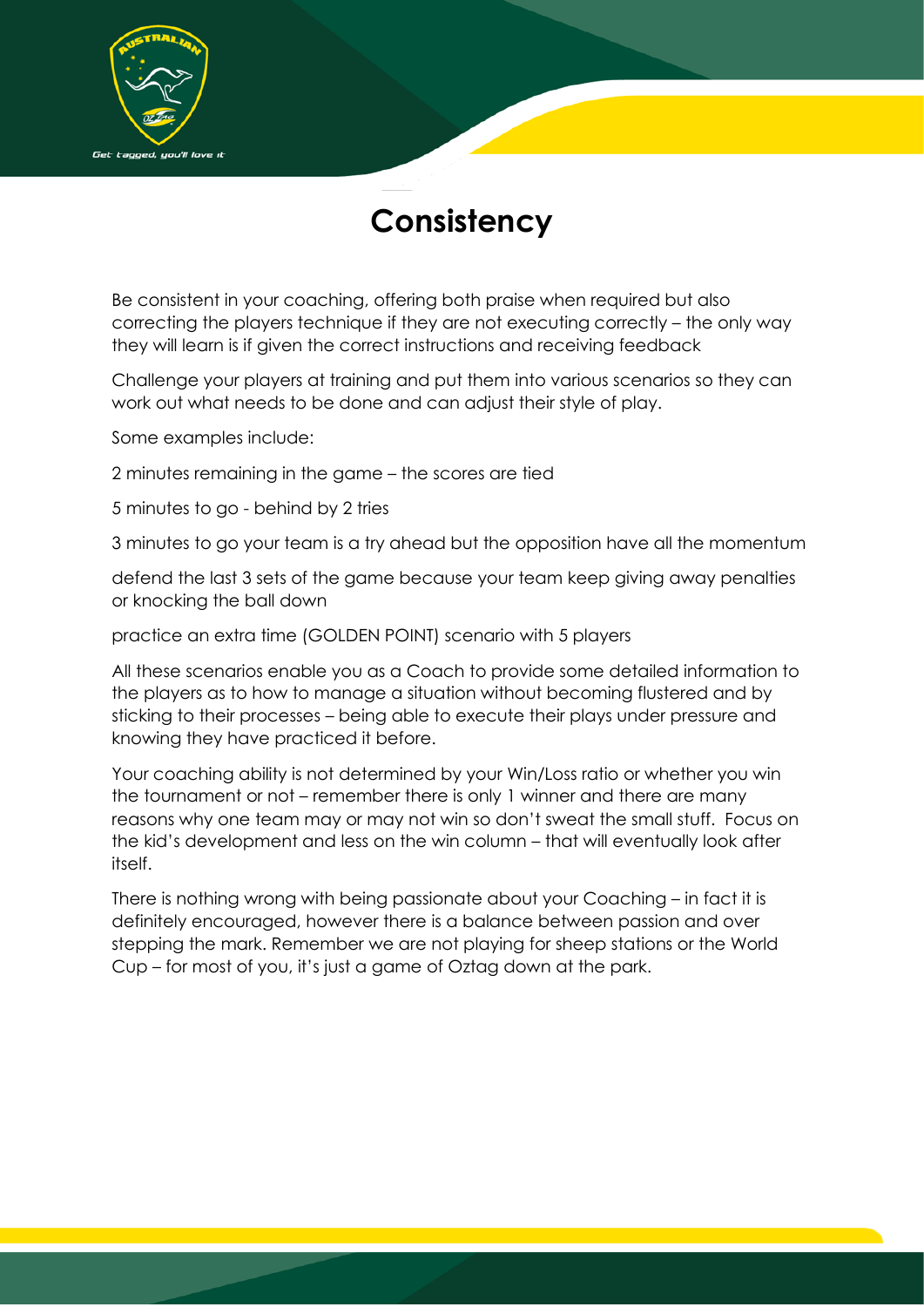# Consistency

Be consistent in your coaching, offering both praise when required but also correcting the players technique if they are not executing correctly – the only way they will learn is if given the correct instructions and receiving feedback

Challenge your players at training and put them into various scenarios so they can work out what needs to be done and can adjust their style of play.

Some examples include:

2 minutes remaining in the game – the scores are tied

5 minutes to go - behind by 2 tries

3 minutes to go your team is a try ahead but the opposition have all the momentum

defend the last 3 sets of the game because your team keep giving away penalties or knocking the ball down

practice an extra time (GOLDEN POINT) scenario with 5 players

All these scenarios enable you as a Coach to provide some detailed information to the players as to how to manage a situation without becoming flustered and by sticking to their processes – being able to execute their plays under pressure and knowing they have practiced it before.

Your coaching ability is not determined by your Win/Loss ratio or whether you win the tournament or not – remember there is only 1 winner and there are many reasons why one team may or may not win so don't sweat the small stuff. Focus on the kid's development and less on the win column – that will eventually look after itself.

There is nothing wrong with being passionate about your Coaching – in fact it is definitely encouraged, however there is a balance between passion and over stepping the mark. Remember we are not playing for sheep stations or the World Cup – for most of you, it's just a game of Oztag down at the park.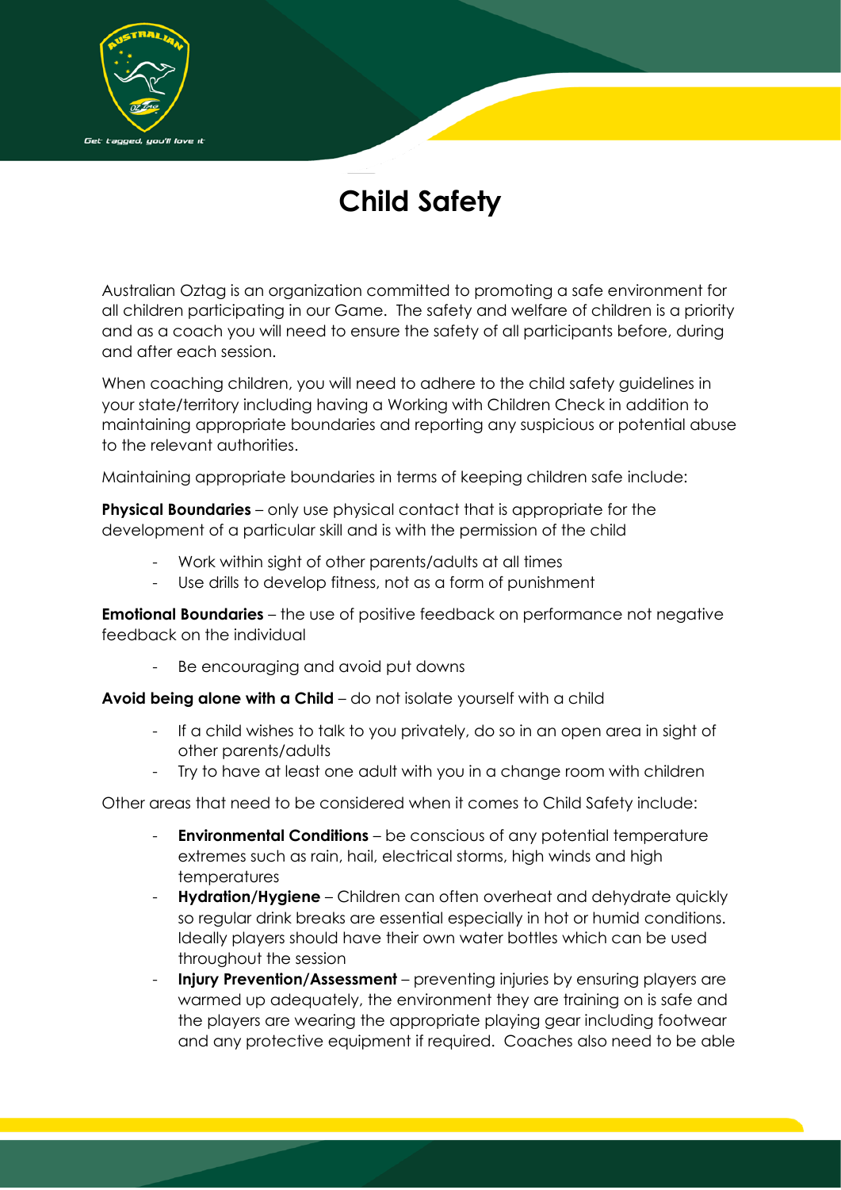# Child Safety

Australian Oztag is an organization committed to promoting a safe environment for all children participating in our Game. The safety and welfare of children is a priority and as a coach you will need to ensure the safety of all participants before, during and after each session.

When coaching children, you will need to adhere to the child safety guidelines in your state/territory including having a Working with Children Check in addition to maintaining appropriate boundaries and reporting any suspicious or potential abuse to the relevant authorities.

Maintaining appropriate boundaries in terms of keeping children safe include:

**Physical Boundaries** – only use physical contact that is appropriate for the development of a particular skill and is with the permission of the child

- Work within sight of other parents/adults at all times
- Use drills to develop fitness, not as a form of punishment

**Emotional Boundaries** – the use of positive feedback on performance not negative feedback on the individual

- Be encouraging and avoid put downs

**Avoid being alone with a Child** – do not isolate yourself with a child

- If a child wishes to talk to you privately, do so in an open area in sight of other parents/adults
- Try to have at least one adult with you in a change room with children

Other areas that need to be considered when it comes to Child Safety include:

- **Environmental Conditions** – be conscious of any potential temperature extremes such as rain, hail, electrical storms, high winds and high temperatures
- **Hydration/Hygiene** – Children can often overheat and dehydrate quickly so regular drink breaks are essential especially in hot or humid conditions. Ideally players should have their own water bottles which can be used throughout the session
- **Injury Prevention/Assessment** – preventing injuries by ensuring players are warmed up adequately, the environment they are training on is safe and the players are wearing the appropriate playing gear including footwear and any protective equipment if required. Coaches also need to be able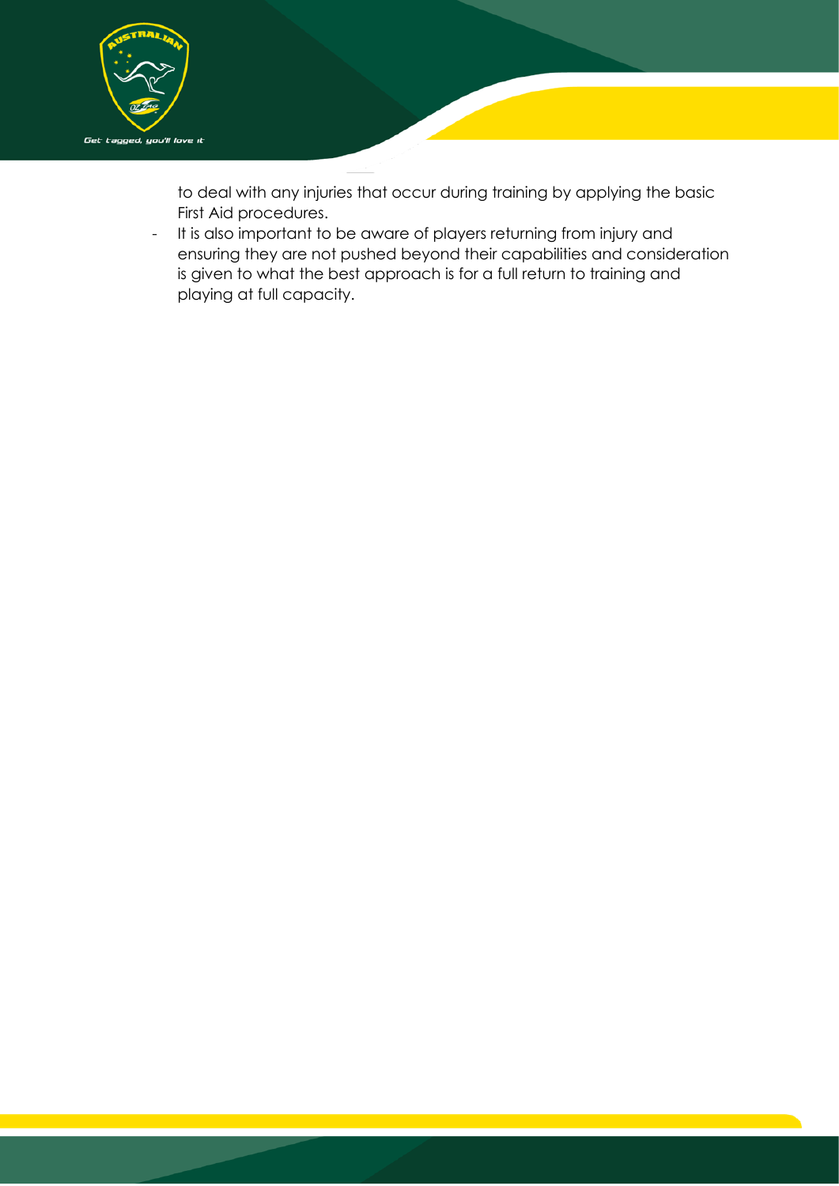to deal with any injuries that occur during training by applying the basic First Aid procedures.

- It is also important to be aware of players returning from injury and ensuring they are not pushed beyond their capabilities and consideration is given to what the best approach is for a full return to training and playing at full capacity.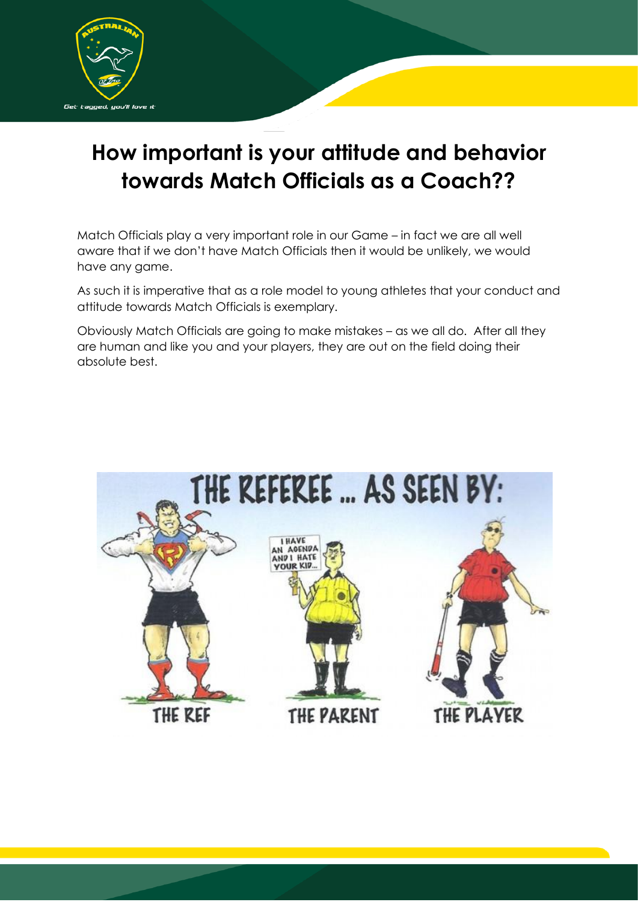# How important is your attitude and behavior towards Match Officials as a Coach??

Match Officials play a very important role in our Game – in fact we are all well aware that if we don't have Match Officials then it would be unlikely, we would have any game.

As such it is imperative that as a role model to young athletes that your conduct and attitude towards Match Officials is exemplary.

Obviously Match Officials are going to make mistakes – as we all do. After all they are human and like you and your players, they are out on the field doing their absolute best.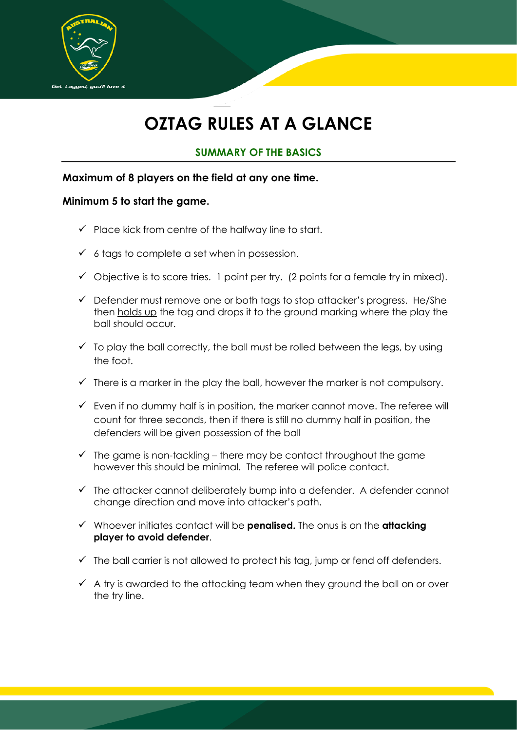# OZTAG RULES AT A GLANCE

## SUMMARY OF THE BASICS

**Maximum of 8 players on the field at any one time.**

**Minimum 5 to start the game.**

- ✓ Place kick from centre of the halfway line to start.
- ✓ 6 tags to complete a set when in possession.
- ✓ Objective is to score tries. 1 point per try. (2 points for a female try in mixed).
- ✓ Defender must remove one or both tags to stop attacker's progress. He/She then holds up the tag and drops it to the ground marking where the play the ball should occur.
- ✓ To play the ball correctly, the ball must be rolled between the legs, by using the foot.
- ✓ There is a marker in the play the ball, however the marker is not compulsory.
- ✓ Even if no dummy half is in position, the marker cannot move. The referee will count for three seconds, then if there is still no dummy half in position, the defenders will be given possession of the ball
- ✓ The game is non-tackling – there may be contact throughout the game however this should be minimal. The referee will police contact.
- ✓ The attacker cannot deliberately bump into a defender. A defender cannot change direction and move into attacker's path.
- ✓ Whoever initiates contact will be **penalised.** The onus is on the **attacking player to avoid defender**.
- ✓ The ball carrier is not allowed to protect his tag, jump or fend off defenders.
- ✓ A try is awarded to the attacking team when they ground the ball on or over the try line.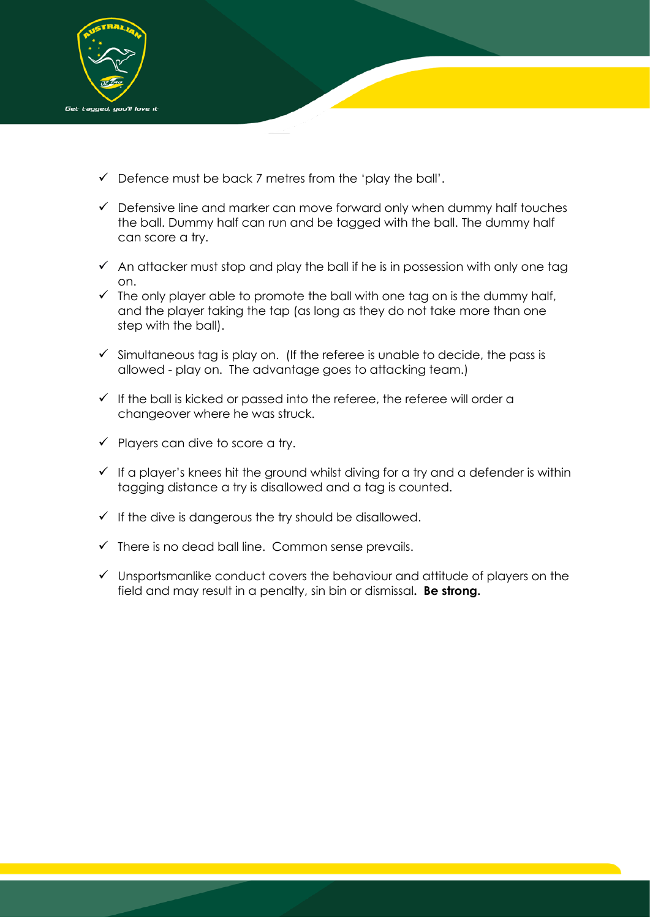- ✓ Defence must be back 7 metres from the 'play the ball'.

- ✓ Defensive line and marker can move forward only when dummy half touches the ball. Dummy half can run and be tagged with the ball. The dummy half can score a try.

- ✓ An attacker must stop and play the ball if he is in possession with only one tag on.
- ✓ The only player able to promote the ball with one tag on is the dummy half, and the player taking the tap (as long as they do not take more than one step with the ball).

- ✓ Simultaneous tag is play on. (If the referee is unable to decide, the pass is allowed - play on. The advantage goes to attacking team.)

- ✓ If the ball is kicked or passed into the referee, the referee will order a changeover where he was struck.

- ✓ Players can dive to score a try.

- ✓ If a player's knees hit the ground whilst diving for a try and a defender is within tagging distance a try is disallowed and a tag is counted.

- ✓ If the dive is dangerous the try should be disallowed.

- ✓ There is no dead ball line. Common sense prevails.

- ✓ Unsportsmanlike conduct covers the behaviour and attitude of players on the field and may result in a penalty, sin bin or dismissal**. Be strong.**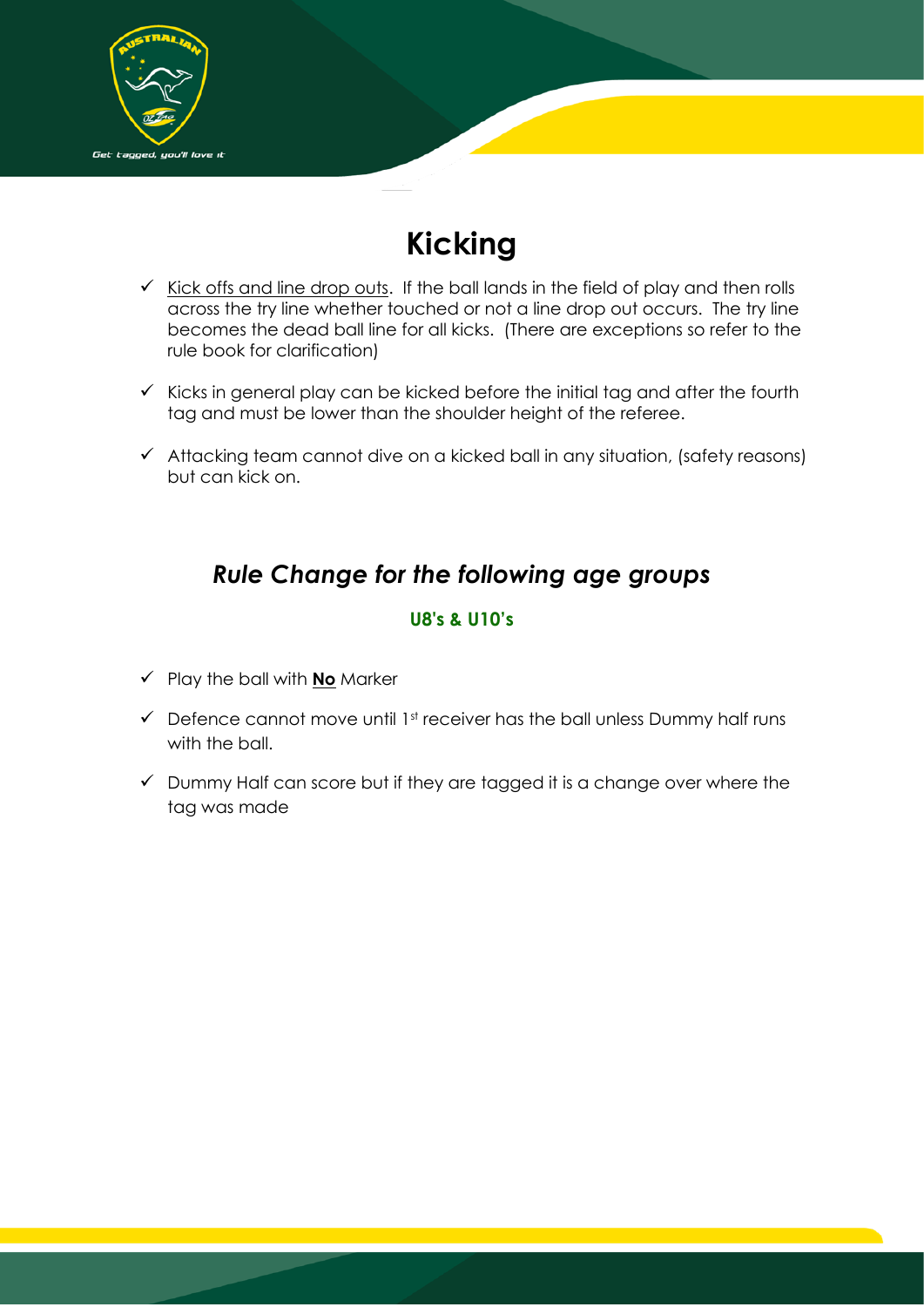# Kicking

- ✓ Kick offs and line drop outs. If the ball lands in the field of play and then rolls across the try line whether touched or not a line drop out occurs. The try line becomes the dead ball line for all kicks. (There are exceptions so refer to the rule book for clarification)

- ✓ Kicks in general play can be kicked before the initial tag and after the fourth tag and must be lower than the shoulder height of the referee.

- ✓ Attacking team cannot dive on a kicked ball in any situation, (safety reasons) but can kick on.

## *Rule Change for the following age groups*

### U8's & U10's

- ✓ Play the ball with **No** Marker

- ✓ Defence cannot move until 1st receiver has the ball unless Dummy half runs with the ball.

- ✓ Dummy Half can score but if they are tagged it is a change over where the tag was made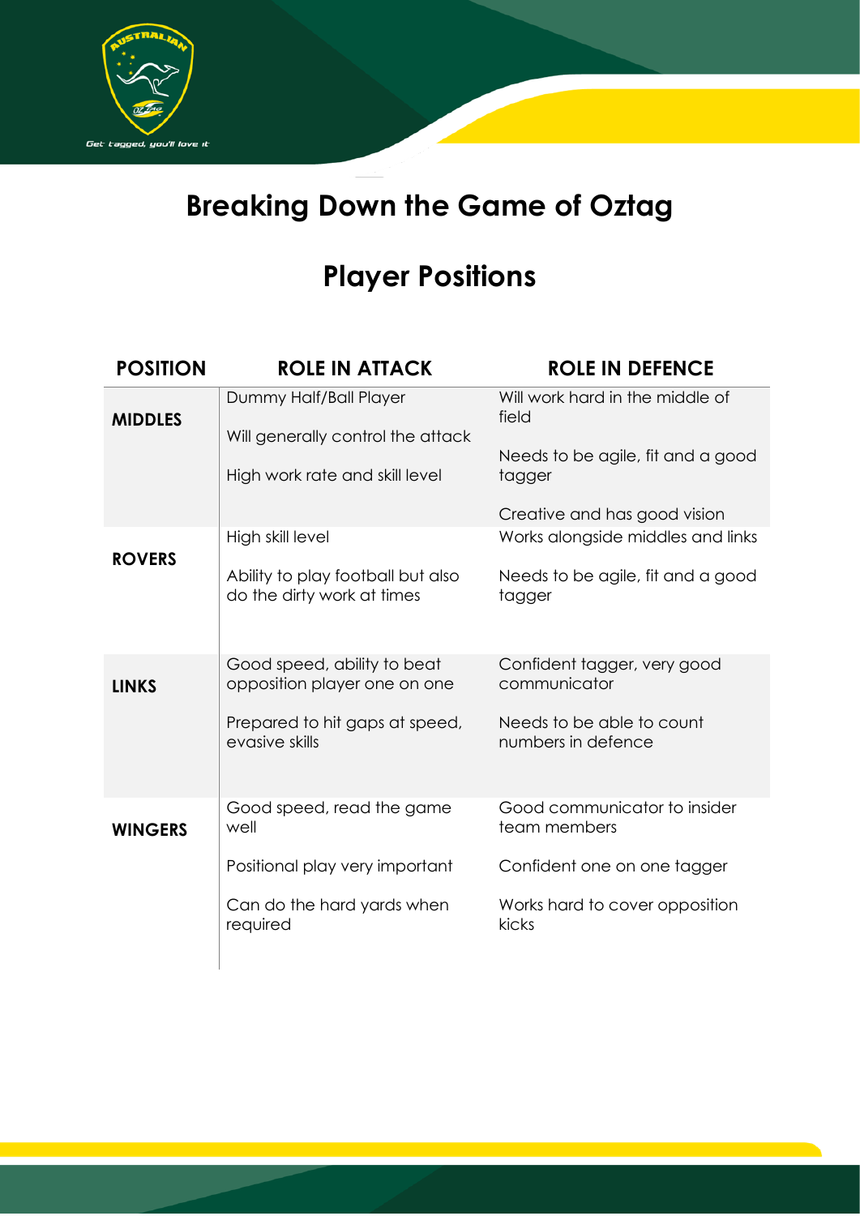# Breaking Down the Game of Oztag

## Player Positions

| POSITION | ROLE IN ATTACK | ROLE IN DEFENCE |
|---|---|---|
| **MIDDLES** | Dummy Half/Ball Player<br><br>Will generally control the attack<br><br>High work rate and skill level | Will work hard in the middle of field<br><br>Needs to be agile, fit and a good tagger<br><br>Creative and has good vision |
| **ROVERS** | High skill level<br><br>Ability to play football but also do the dirty work at times | Works alongside middles and links<br><br>Needs to be agile, fit and a good tagger |
| **LINKS** | Good speed, ability to beat opposition player one on one<br><br>Prepared to hit gaps at speed, evasive skills | Confident tagger, very good communicator<br><br>Needs to be able to count numbers in defence |
| **WINGERS** | Good speed, read the game well<br><br>Positional play very important<br><br>Can do the hard yards when required | Good communicator to insider team members<br><br>Confident one on one tagger<br><br>Works hard to cover opposition kicks |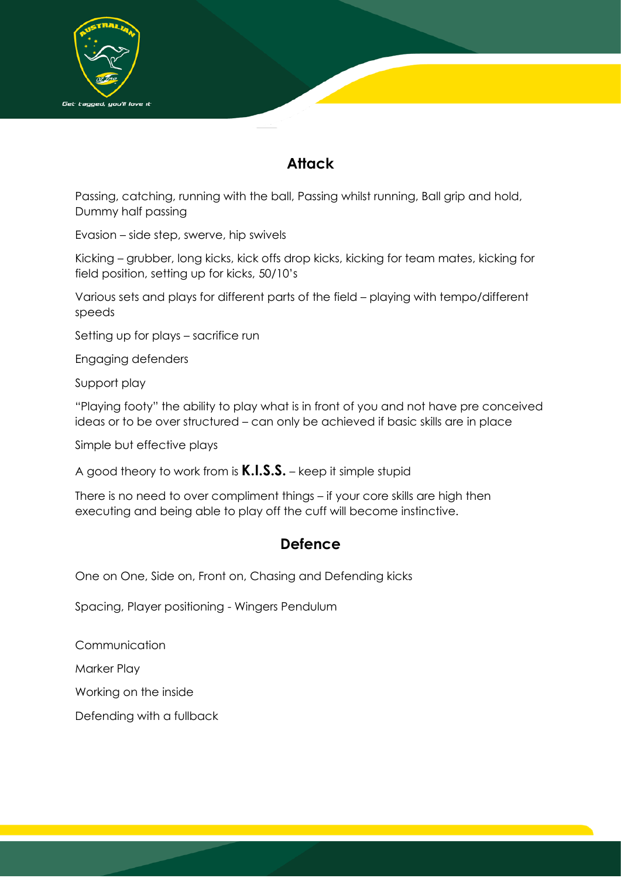## Attack

Passing, catching, running with the ball, Passing whilst running, Ball grip and hold, Dummy half passing

Evasion – side step, swerve, hip swivels

Kicking – grubber, long kicks, kick offs drop kicks, kicking for team mates, kicking for field position, setting up for kicks, 50/10's

Various sets and plays for different parts of the field – playing with tempo/different speeds

Setting up for plays – sacrifice run

Engaging defenders

Support play

"Playing footy" the ability to play what is in front of you and not have pre conceived ideas or to be over structured – can only be achieved if basic skills are in place

Simple but effective plays

A good theory to work from is **K.I.S.S.** – keep it simple stupid

There is no need to over compliment things – if your core skills are high then executing and being able to play off the cuff will become instinctive.

## Defence

One on One, Side on, Front on, Chasing and Defending kicks

Spacing, Player positioning - Wingers Pendulum

Communication

Marker Play

Working on the inside

Defending with a fullback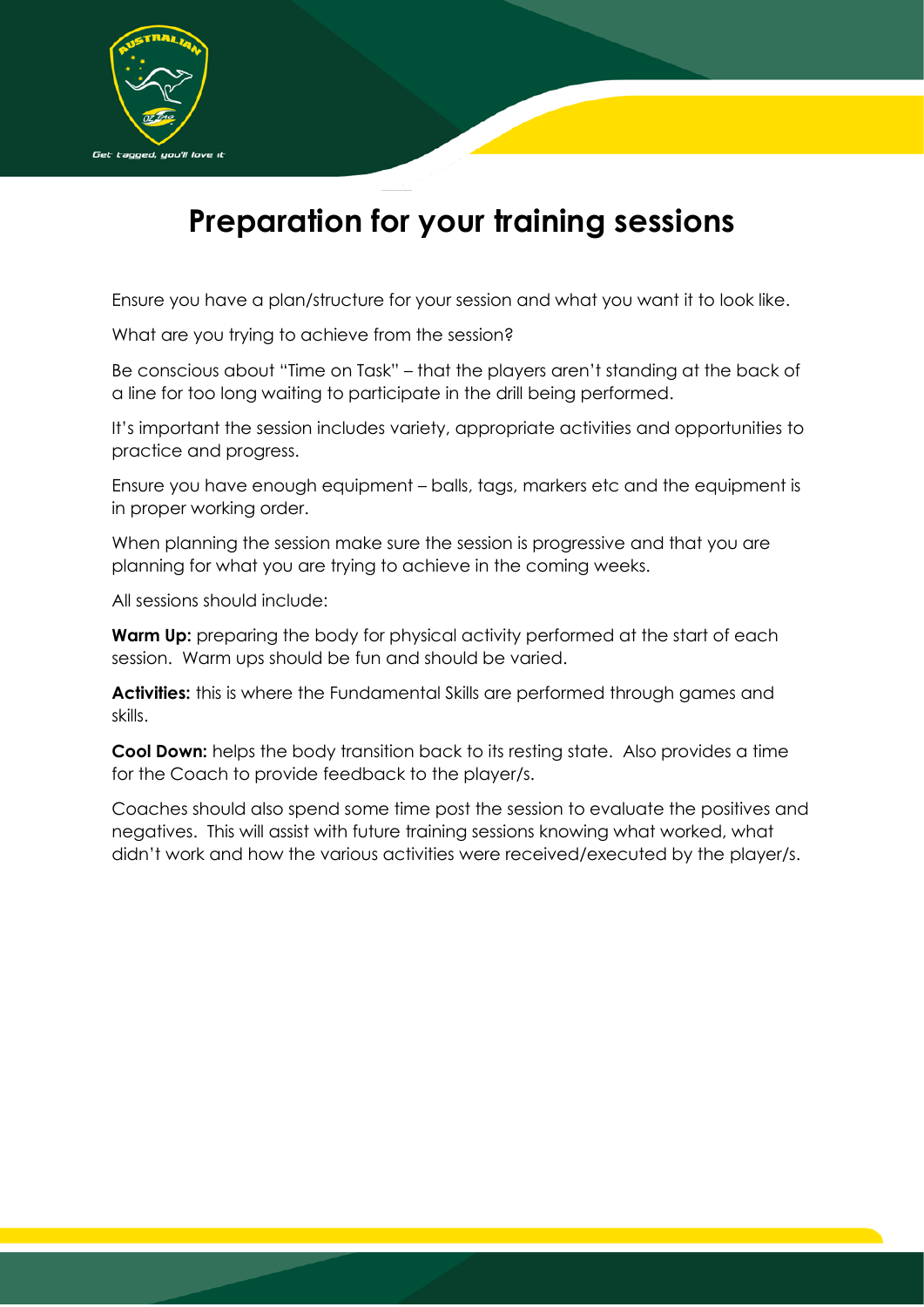# Preparation for your training sessions

Ensure you have a plan/structure for your session and what you want it to look like.

What are you trying to achieve from the session?

Be conscious about "Time on Task" – that the players aren't standing at the back of a line for too long waiting to participate in the drill being performed.

It's important the session includes variety, appropriate activities and opportunities to practice and progress.

Ensure you have enough equipment – balls, tags, markers etc and the equipment is in proper working order.

When planning the session make sure the session is progressive and that you are planning for what you are trying to achieve in the coming weeks.

All sessions should include:

**Warm Up:** preparing the body for physical activity performed at the start of each session. Warm ups should be fun and should be varied.

**Activities:** this is where the Fundamental Skills are performed through games and skills.

**Cool Down:** helps the body transition back to its resting state. Also provides a time for the Coach to provide feedback to the player/s.

Coaches should also spend some time post the session to evaluate the positives and negatives. This will assist with future training sessions knowing what worked, what didn't work and how the various activities were received/executed by the player/s.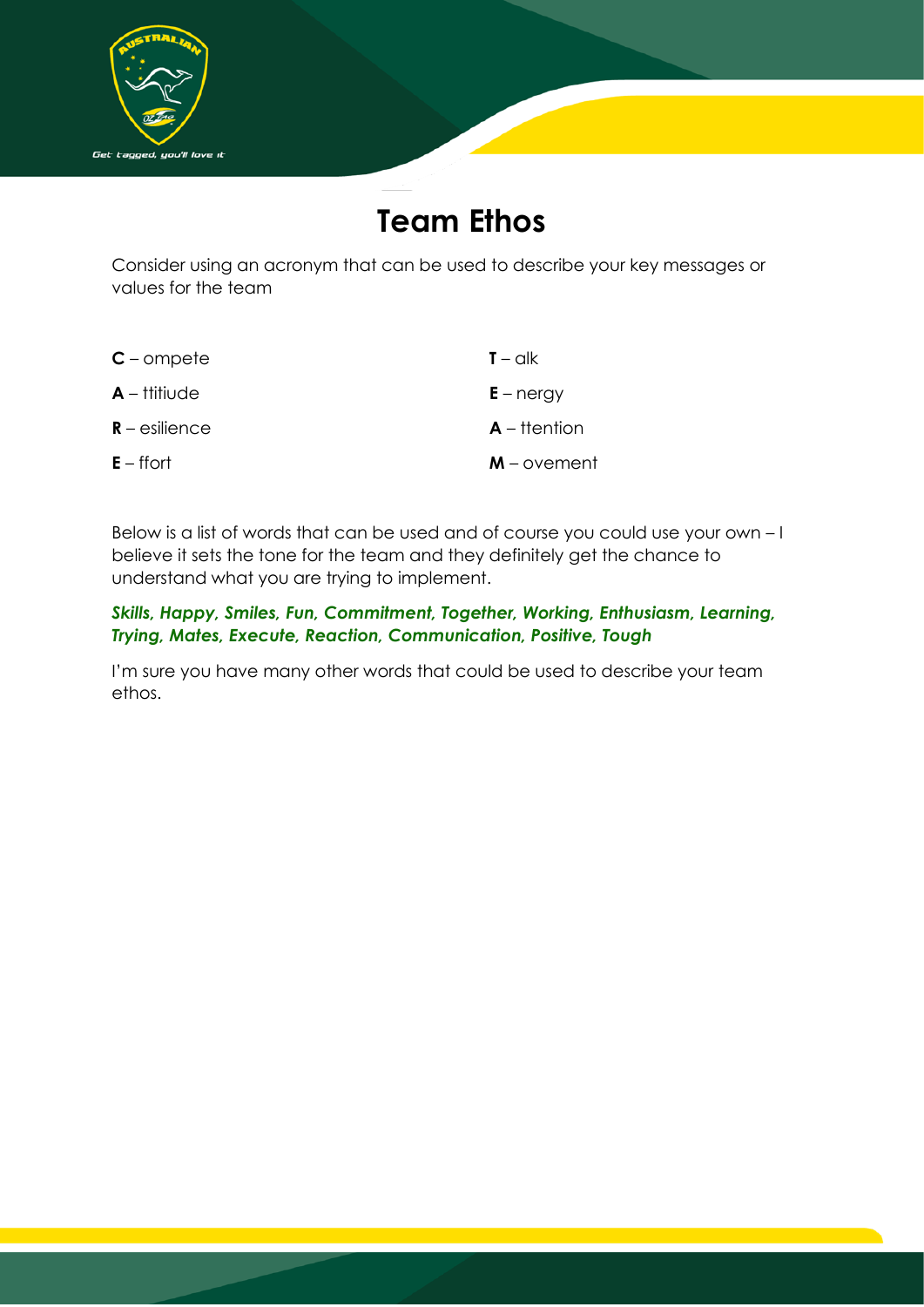# Team Ethos

Consider using an acronym that can be used to describe your key messages or values for the team

**C** – ompete
**A** – ttitiude
**R** – esilience
**E** – ffort

**T** – alk
**E** – nergy
**A** – ttention
**M** – ovement

Below is a list of words that can be used and of course you could use your own – I believe it sets the tone for the team and they definitely get the chance to understand what you are trying to implement.

***Skills, Happy, Smiles, Fun, Commitment, Together, Working, Enthusiasm, Learning, Trying, Mates, Execute, Reaction, Communication, Positive, Tough***

I'm sure you have many other words that could be used to describe your team ethos.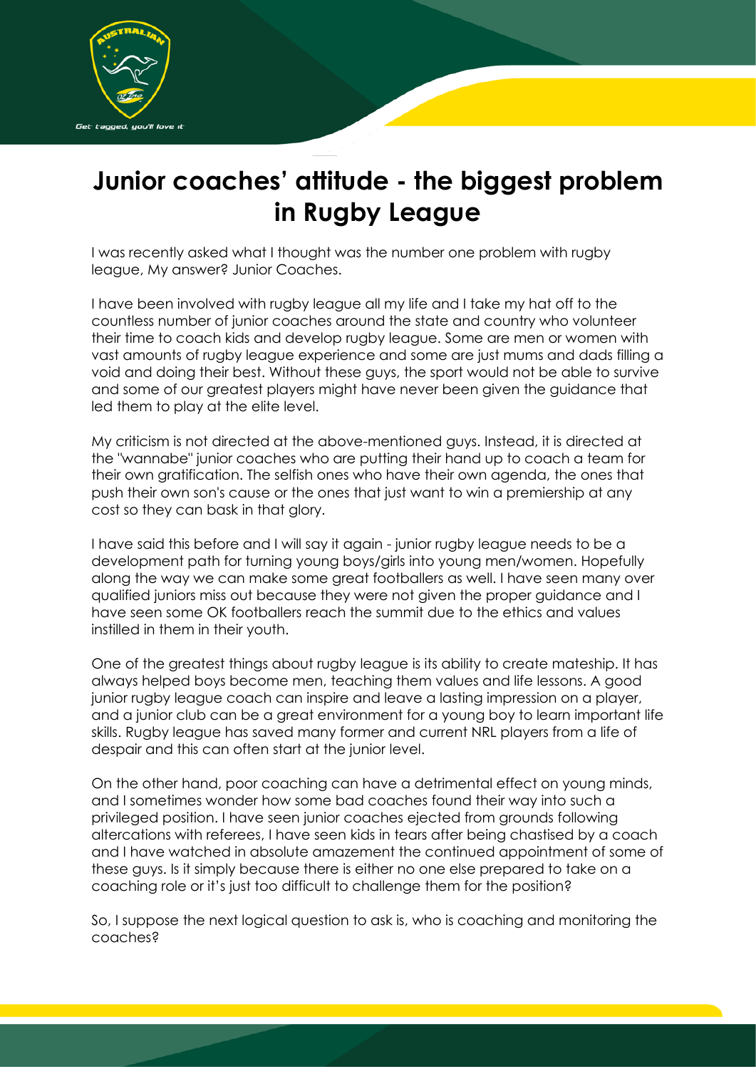# Junior coaches' attitude - the biggest problem in Rugby League

I was recently asked what I thought was the number one problem with rugby league, My answer? Junior Coaches.

I have been involved with rugby league all my life and I take my hat off to the countless number of junior coaches around the state and country who volunteer their time to coach kids and develop rugby league. Some are men or women with vast amounts of rugby league experience and some are just mums and dads filling a void and doing their best. Without these guys, the sport would not be able to survive and some of our greatest players might have never been given the guidance that led them to play at the elite level.

My criticism is not directed at the above-mentioned guys. Instead, it is directed at the "wannabe" junior coaches who are putting their hand up to coach a team for their own gratification. The selfish ones who have their own agenda, the ones that push their own son's cause or the ones that just want to win a premiership at any cost so they can bask in that glory.

I have said this before and I will say it again - junior rugby league needs to be a development path for turning young boys/girls into young men/women. Hopefully along the way we can make some great footballers as well. I have seen many over qualified juniors miss out because they were not given the proper guidance and I have seen some OK footballers reach the summit due to the ethics and values instilled in them in their youth.

One of the greatest things about rugby league is its ability to create mateship. It has always helped boys become men, teaching them values and life lessons. A good junior rugby league coach can inspire and leave a lasting impression on a player, and a junior club can be a great environment for a young boy to learn important life skills. Rugby league has saved many former and current NRL players from a life of despair and this can often start at the junior level.

On the other hand, poor coaching can have a detrimental effect on young minds, and I sometimes wonder how some bad coaches found their way into such a privileged position. I have seen junior coaches ejected from grounds following altercations with referees, I have seen kids in tears after being chastised by a coach and I have watched in absolute amazement the continued appointment of some of these guys. Is it simply because there is either no one else prepared to take on a coaching role or it's just too difficult to challenge them for the position?

So, I suppose the next logical question to ask is, who is coaching and monitoring the coaches?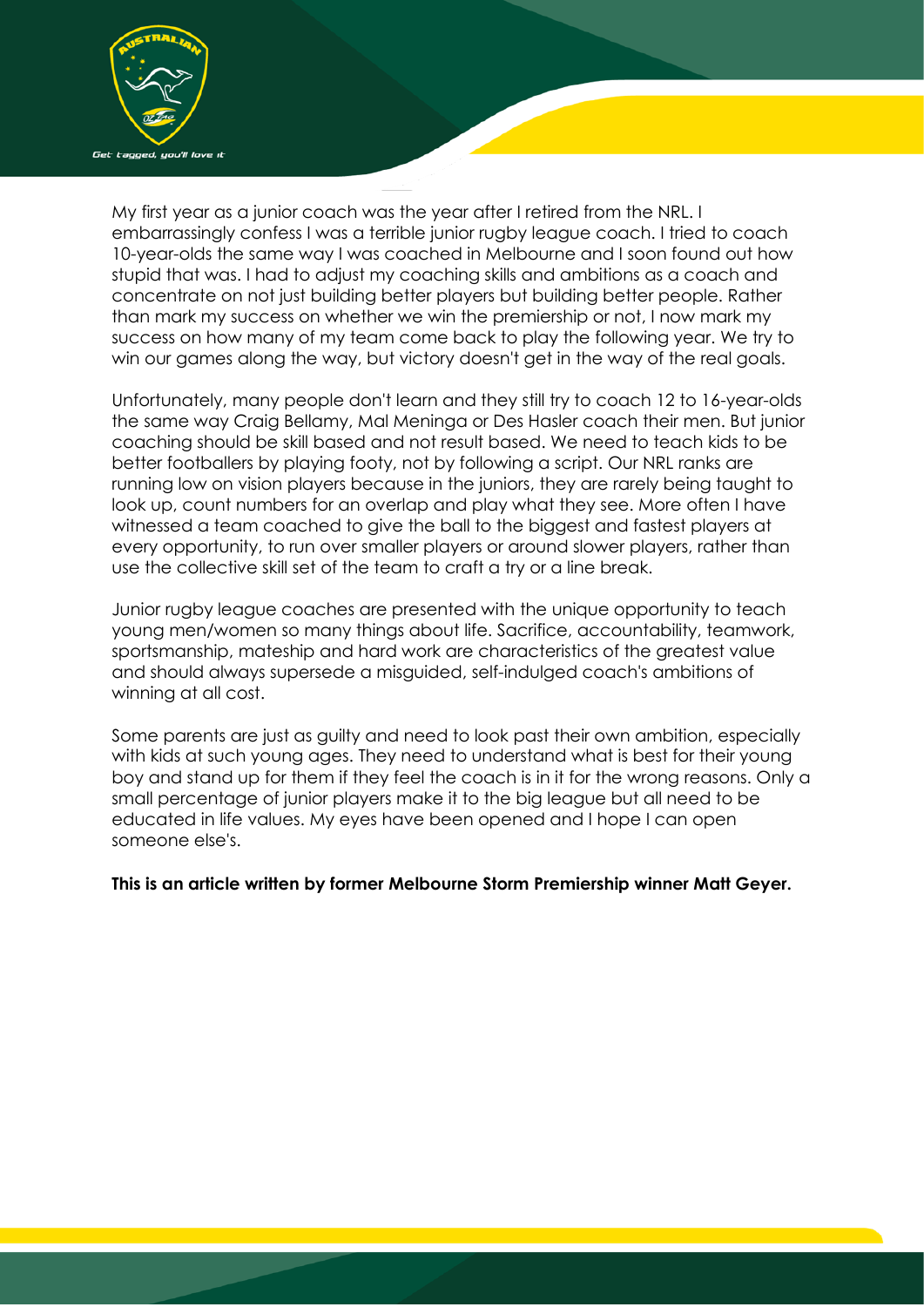My first year as a junior coach was the year after I retired from the NRL. I embarrassingly confess I was a terrible junior rugby league coach. I tried to coach 10-year-olds the same way I was coached in Melbourne and I soon found out how stupid that was. I had to adjust my coaching skills and ambitions as a coach and concentrate on not just building better players but building better people. Rather than mark my success on whether we win the premiership or not, I now mark my success on how many of my team come back to play the following year. We try to win our games along the way, but victory doesn't get in the way of the real goals.

Unfortunately, many people don't learn and they still try to coach 12 to 16-year-olds the same way Craig Bellamy, Mal Meninga or Des Hasler coach their men. But junior coaching should be skill based and not result based. We need to teach kids to be better footballers by playing footy, not by following a script. Our NRL ranks are running low on vision players because in the juniors, they are rarely being taught to look up, count numbers for an overlap and play what they see. More often I have witnessed a team coached to give the ball to the biggest and fastest players at every opportunity, to run over smaller players or around slower players, rather than use the collective skill set of the team to craft a try or a line break.

Junior rugby league coaches are presented with the unique opportunity to teach young men/women so many things about life. Sacrifice, accountability, teamwork, sportsmanship, mateship and hard work are characteristics of the greatest value and should always supersede a misguided, self-indulged coach's ambitions of winning at all cost.

Some parents are just as guilty and need to look past their own ambition, especially with kids at such young ages. They need to understand what is best for their young boy and stand up for them if they feel the coach is in it for the wrong reasons. Only a small percentage of junior players make it to the big league but all need to be educated in life values. My eyes have been opened and I hope I can open someone else's.

**This is an article written by former Melbourne Storm Premiership winner Matt Geyer.**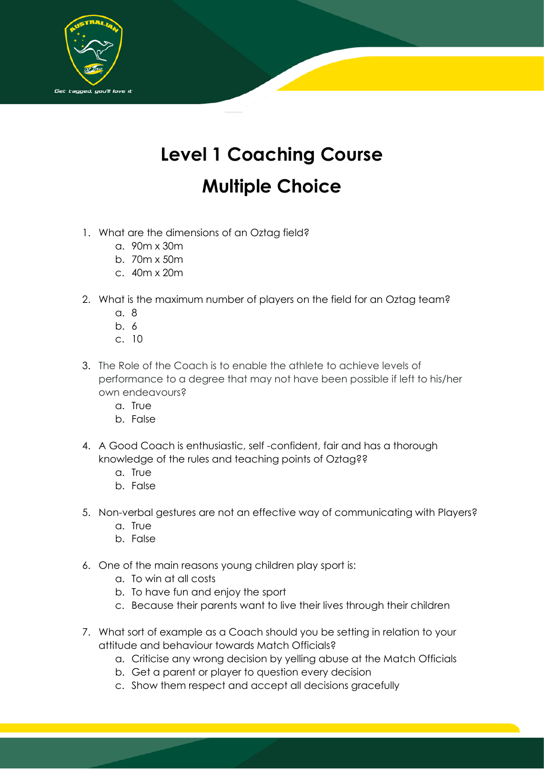# Level 1 Coaching Course

# Multiple Choice

1. What are the dimensions of an Oztag field?
    a. 90m x 30m
    b. 70m x 50m
    c. 40m x 20m

2. What is the maximum number of players on the field for an Oztag team?
    a. 8
    b. 6
    c. 10

3. The Role of the Coach is to enable the athlete to achieve levels of performance to a degree that may not have been possible if left to his/her own endeavours?
    a. True
    b. False

4. A Good Coach is enthusiastic, self -confident, fair and has a thorough knowledge of the rules and teaching points of Oztag??
    a. True
    b. False

5. Non-verbal gestures are not an effective way of communicating with Players?
    a. True
    b. False

6. One of the main reasons young children play sport is:
    a. To win at all costs
    b. To have fun and enjoy the sport
    c. Because their parents want to live their lives through their children

7. What sort of example as a Coach should you be setting in relation to your attitude and behaviour towards Match Officials?
    a. Criticise any wrong decision by yelling abuse at the Match Officials
    b. Get a parent or player to question every decision
    c. Show them respect and accept all decisions gracefully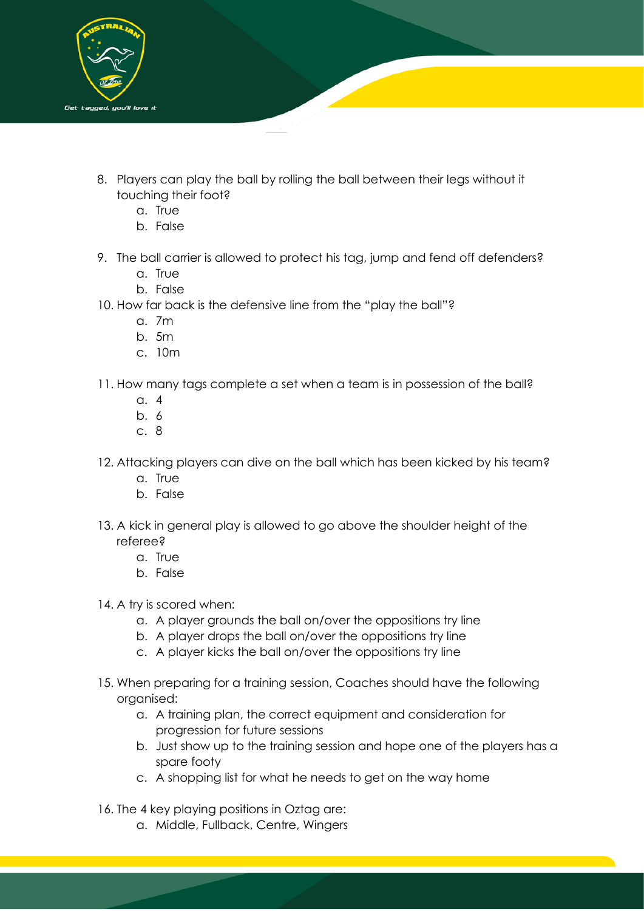8. Players can play the ball by rolling the ball between their legs without it touching their foot?
    a. True
    b. False

9. The ball carrier is allowed to protect his tag, jump and fend off defenders?
    a. True
    b. False

10. How far back is the defensive line from the "play the ball"?
    a. 7m
    b. 5m
    c. 10m

11. How many tags complete a set when a team is in possession of the ball?
    a. 4
    b. 6
    c. 8

12. Attacking players can dive on the ball which has been kicked by his team?
    a. True
    b. False

13. A kick in general play is allowed to go above the shoulder height of the referee?
    a. True
    b. False

14. A try is scored when:
    a. A player grounds the ball on/over the oppositions try line
    b. A player drops the ball on/over the oppositions try line
    c. A player kicks the ball on/over the oppositions try line

15. When preparing for a training session, Coaches should have the following organised:
    a. A training plan, the correct equipment and consideration for progression for future sessions
    b. Just show up to the training session and hope one of the players has a spare footy
    c. A shopping list for what he needs to get on the way home

16. The 4 key playing positions in Oztag are:
    a. Middle, Fullback, Centre, Wingers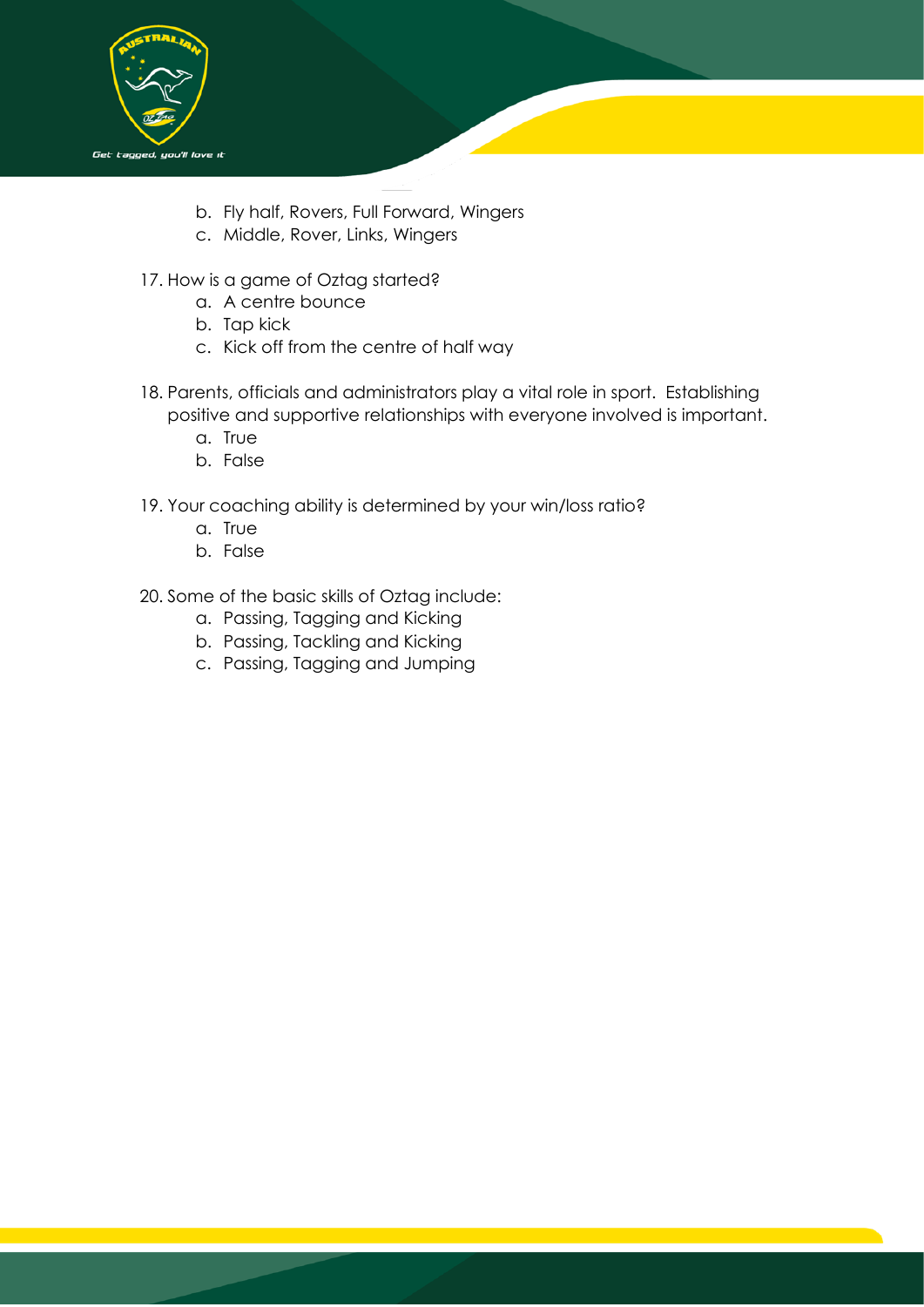b. Fly half, Rovers, Full Forward, Wingers
   c. Middle, Rover, Links, Wingers

17. How is a game of Oztag started?
    a. A centre bounce
    b. Tap kick
    c. Kick off from the centre of half way

18. Parents, officials and administrators play a vital role in sport. Establishing positive and supportive relationships with everyone involved is important.
    a. True
    b. False

19. Your coaching ability is determined by your win/loss ratio?
    a. True
    b. False

20. Some of the basic skills of Oztag include:
    a. Passing, Tagging and Kicking
    b. Passing, Tackling and Kicking
    c. Passing, Tagging and Jumping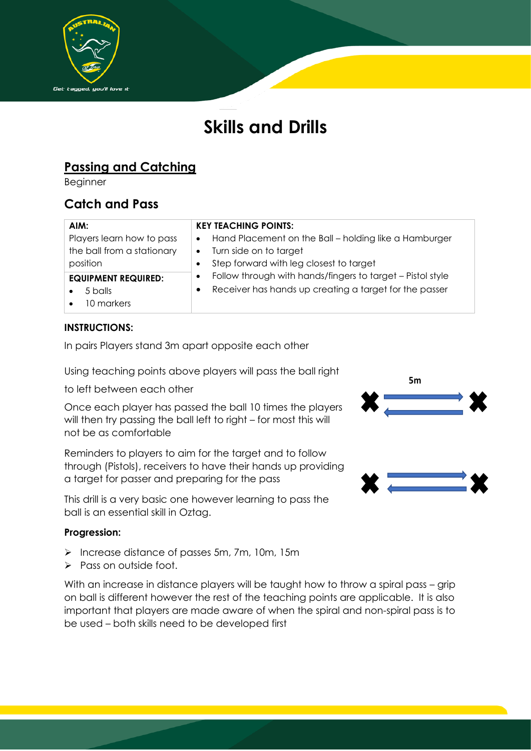# Skills and Drills

## Passing and Catching

Beginner

### Catch and Pass

| AIM: | KEY TEACHING POINTS: |
| --- | --- |
| Players learn how to pass the ball from a stationary position | • Hand Placement on the Ball – holding like a Hamburger<br>• Turn side on to target<br>• Step forward with leg closest to target<br>• Follow through with hands/fingers to target – Pistol style<br>• Receiver has hands up creating a target for the passer |
| **EQUIPMENT REQUIRED:**<br>• 5 balls<br>• 10 markers | |

**INSTRUCTIONS:**

In pairs Players stand 3m apart opposite each other

Using teaching points above players will pass the ball right to left between each other

Once each player has passed the ball 10 times the players will then try passing the ball left to right – for most this will not be as comfortable

Reminders to players to aim for the target and to follow through (Pistols), receivers to have their hands up providing a target for passer and preparing for the pass

This drill is a very basic one however learning to pass the ball is an essential skill in Oztag.

5m

**Progression:**

- Increase distance of passes 5m, 7m, 10m, 15m
- Pass on outside foot.

With an increase in distance players will be taught how to throw a spiral pass – grip on ball is different however the rest of the teaching points are applicable. It is also important that players are made aware of when the spiral and non-spiral pass is to be used – both skills need to be developed first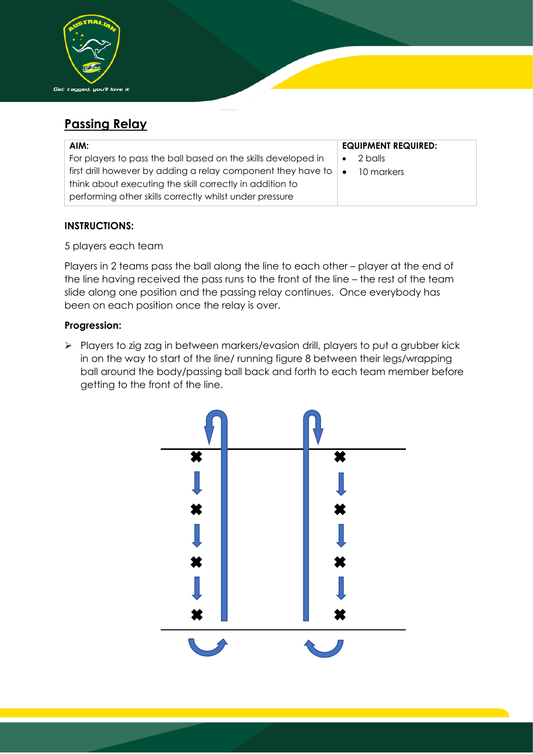## Passing Relay

| AIM: | EQUIPMENT REQUIRED: |
| --- | --- |
| For players to pass the ball based on the skills developed in first drill however by adding a relay component they have to think about executing the skill correctly in addition to performing other skills correctly whilst under pressure | • 2 balls<br>• 10 markers |

**INSTRUCTIONS:**

5 players each team

Players in 2 teams pass the ball along the line to each other – player at the end of the line having received the pass runs to the front of the line – the rest of the team slide along one position and the passing relay continues. Once everybody has been on each position once the relay is over.

**Progression:**

- Players to zig zag in between markers/evasion drill, players to put a grubber kick in on the way to start of the line/ running figure 8 between their legs/wrapping ball around the body/passing ball back and forth to each team member before getting to the front of the line.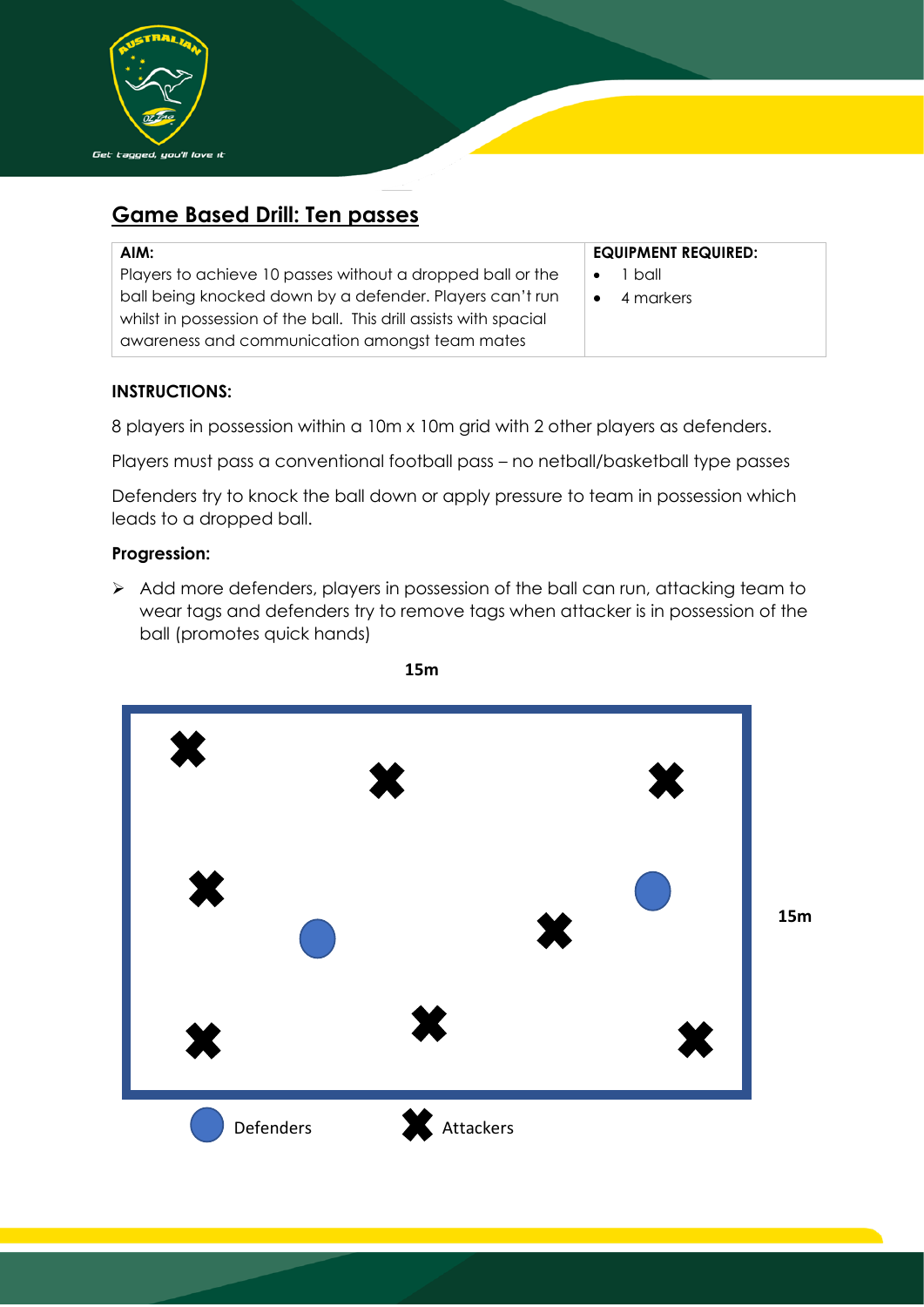## Game Based Drill: Ten passes

| AIM: | EQUIPMENT REQUIRED: |
|---|---|
| Players to achieve 10 passes without a dropped ball or the ball being knocked down by a defender. Players can't run whilst in possession of the ball. This drill assists with spacial awareness and communication amongst team mates | • 1 ball<br>• 4 markers |

**INSTRUCTIONS:**

8 players in possession within a 10m x 10m grid with 2 other players as defenders.

Players must pass a conventional football pass – no netball/basketball type passes

Defenders try to knock the ball down or apply pressure to team in possession which leads to a dropped ball.

**Progression:**

- Add more defenders, players in possession of the ball can run, attacking team to wear tags and defenders try to remove tags when attacker is in possession of the ball (promotes quick hands)

15m

15m

Defenders    Attackers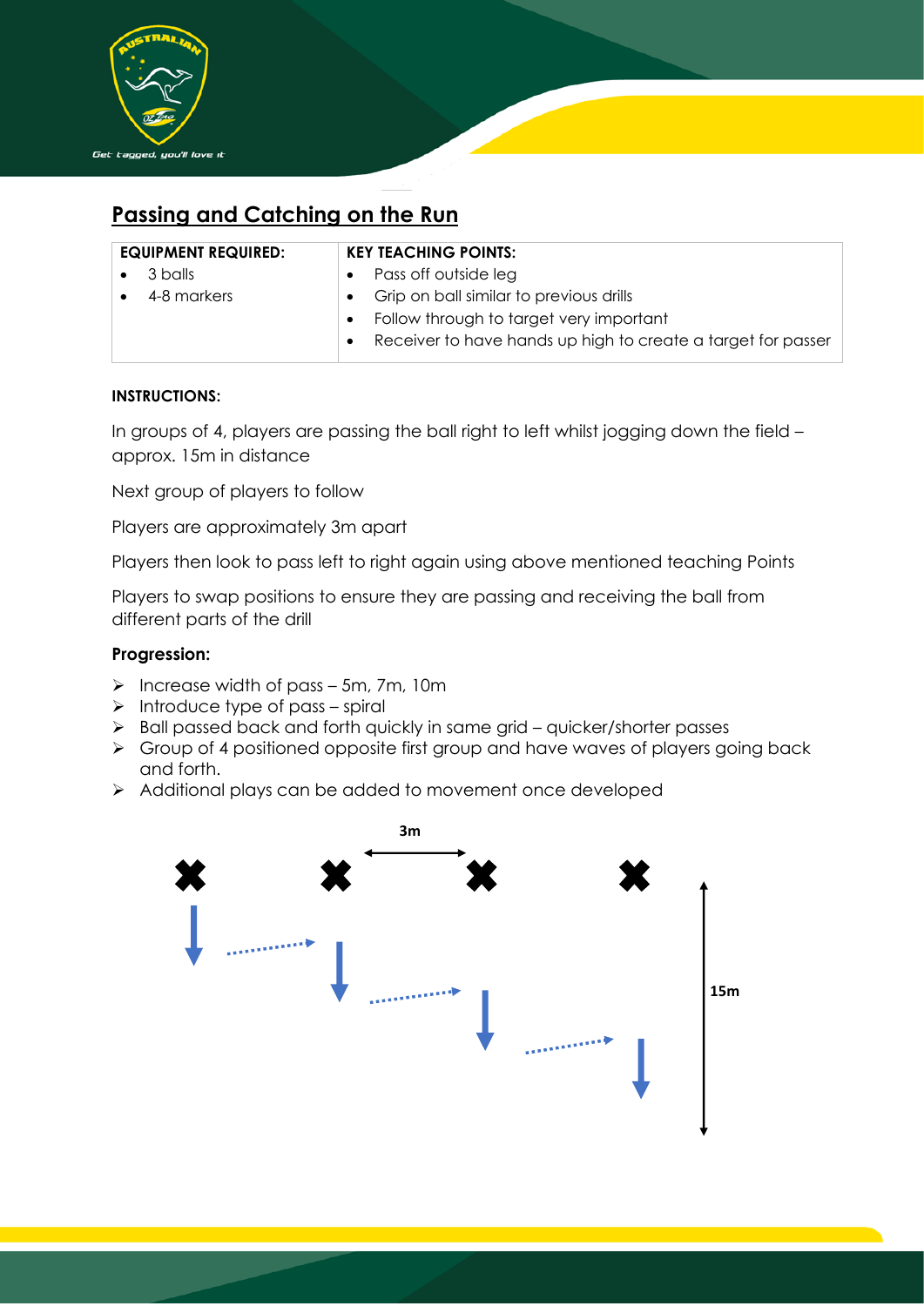## Passing and Catching on the Run

| EQUIPMENT REQUIRED: | KEY TEACHING POINTS: |
|---|---|
| • 3 balls<br>• 4-8 markers | • Pass off outside leg<br>• Grip on ball similar to previous drills<br>• Follow through to target very important<br>• Receiver to have hands up high to create a target for passer |

**INSTRUCTIONS:**

In groups of 4, players are passing the ball right to left whilst jogging down the field – approx. 15m in distance

Next group of players to follow

Players are approximately 3m apart

Players then look to pass left to right again using above mentioned teaching Points

Players to swap positions to ensure they are passing and receiving the ball from different parts of the drill

**Progression:**

- Increase width of pass – 5m, 7m, 10m
- Introduce type of pass – spiral
- Ball passed back and forth quickly in same grid – quicker/shorter passes
- Group of 4 positioned opposite first group and have waves of players going back and forth.
- Additional plays can be added to movement once developed

3m

15m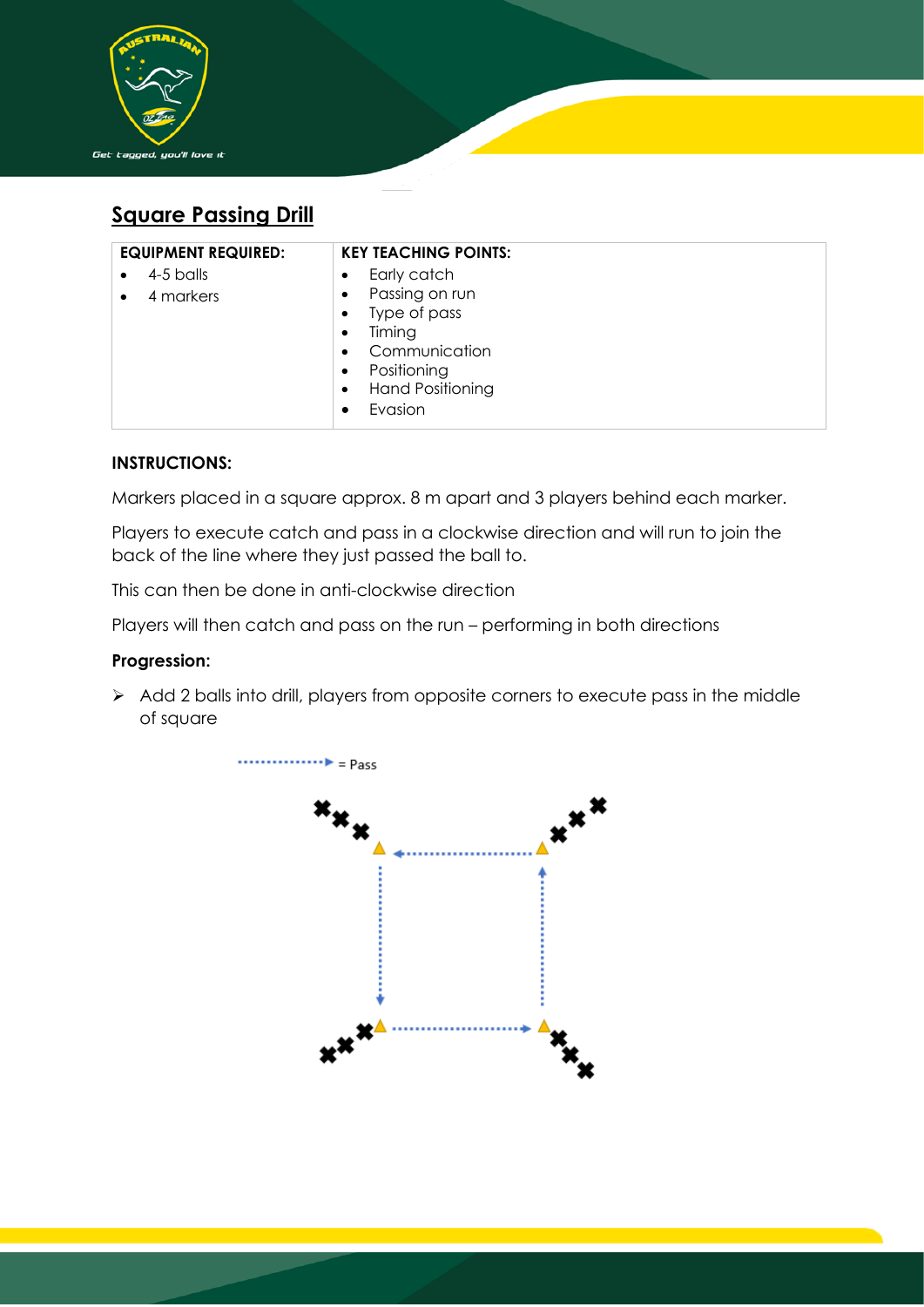## Square Passing Drill

| EQUIPMENT REQUIRED: | KEY TEACHING POINTS: |
| --- | --- |
| • 4-5 balls<br>• 4 markers | • Early catch<br>• Passing on run<br>• Type of pass<br>• Timing<br>• Communication<br>• Positioning<br>• Hand Positioning<br>• Evasion |

**INSTRUCTIONS:**

Markers placed in a square approx. 8 m apart and 3 players behind each marker.

Players to execute catch and pass in a clockwise direction and will run to join the back of the line where they just passed the ball to.

This can then be done in anti-clockwise direction

Players will then catch and pass on the run – performing in both directions

**Progression:**

- Add 2 balls into drill, players from opposite corners to execute pass in the middle of square

= Pass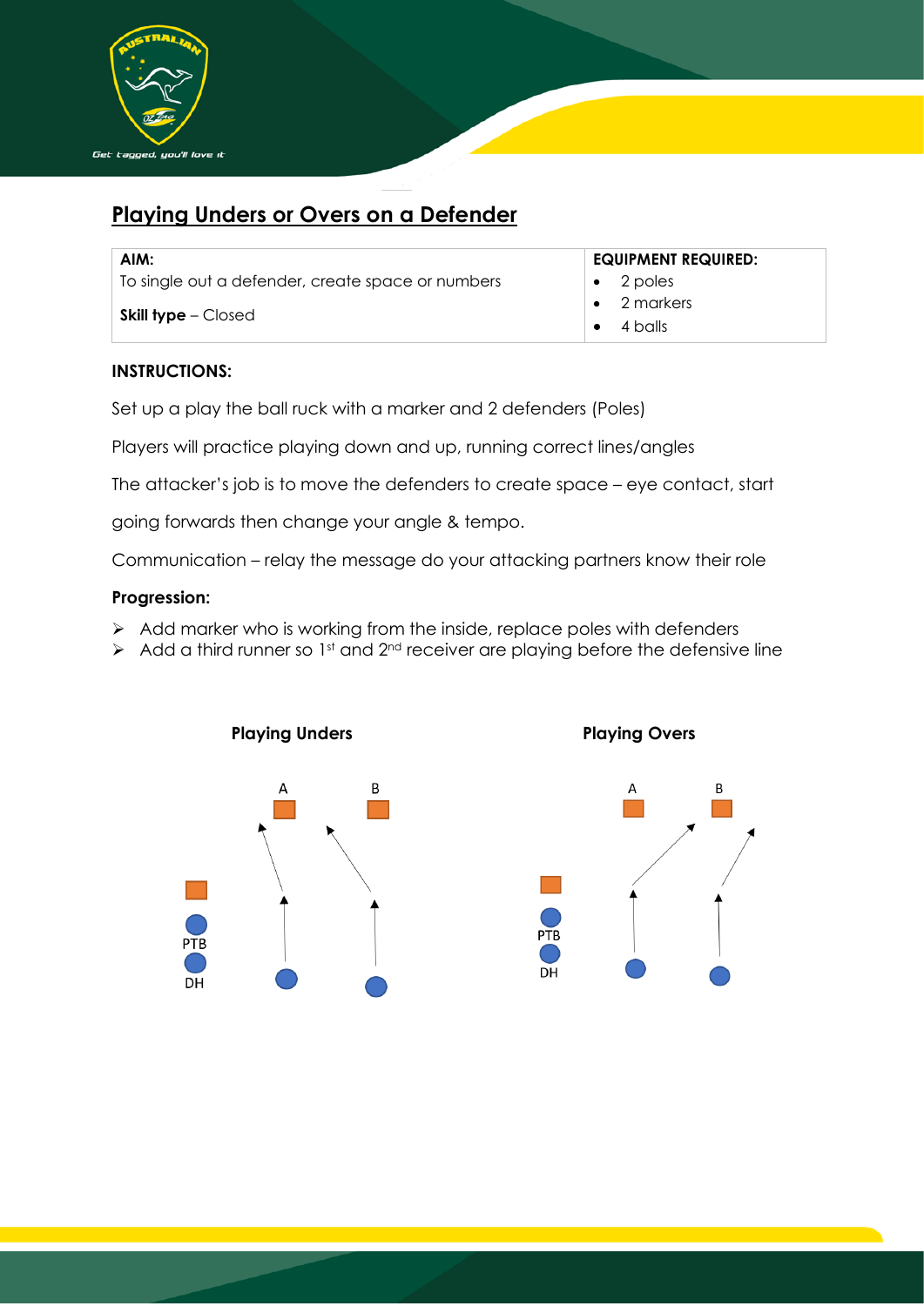## Playing Unders or Overs on a Defender

| **AIM:** To single out a defender, create space or numbers<br><br>**Skill type** – Closed | **EQUIPMENT REQUIRED:**<br>• 2 poles<br>• 2 markers<br>• 4 balls |
|---|---|

**INSTRUCTIONS:**

Set up a play the ball ruck with a marker and 2 defenders (Poles)

Players will practice playing down and up, running correct lines/angles

The attacker's job is to move the defenders to create space – eye contact, start going forwards then change your angle & tempo.

Communication – relay the message do your attacking partners know their role

**Progression:**

- Add marker who is working from the inside, replace poles with defenders
- Add a third runner so 1st and 2nd receiver are playing before the defensive line

**Playing Unders**

A B

PTB

DH

**Playing Overs**

A B

PTB

DH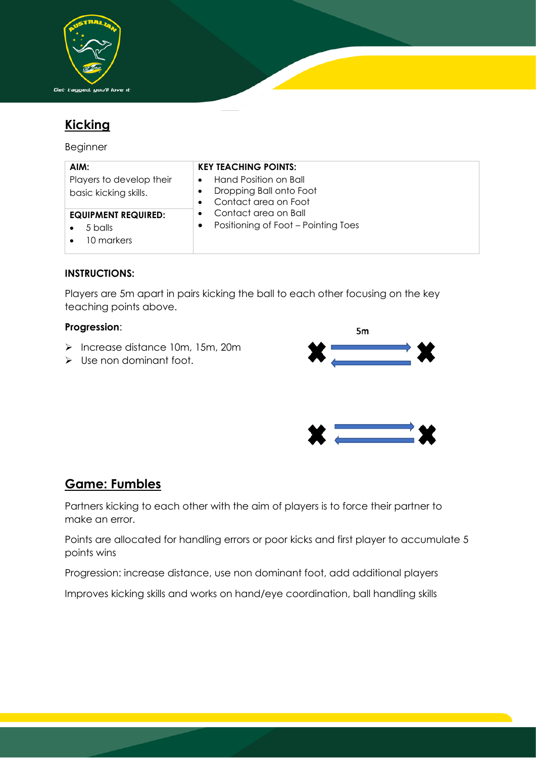## Kicking

Beginner

| AIM: Players to develop their basic kicking skills. | KEY TEACHING POINTS: |
|---|---|
| | • Hand Position on Ball<br>• Dropping Ball onto Foot<br>• Contact area on Foot<br>• Contact area on Ball<br>• Positioning of Foot – Pointing Toes |
| EQUIPMENT REQUIRED:<br>• 5 balls<br>• 10 markers | |

**INSTRUCTIONS:**

Players are 5m apart in pairs kicking the ball to each other focusing on the key teaching points above.

**Progression**:

- Increase distance 10m, 15m, 20m
- Use non dominant foot.

5m

## Game: Fumbles

Partners kicking to each other with the aim of players is to force their partner to make an error.

Points are allocated for handling errors or poor kicks and first player to accumulate 5 points wins

Progression: increase distance, use non dominant foot, add additional players

Improves kicking skills and works on hand/eye coordination, ball handling skills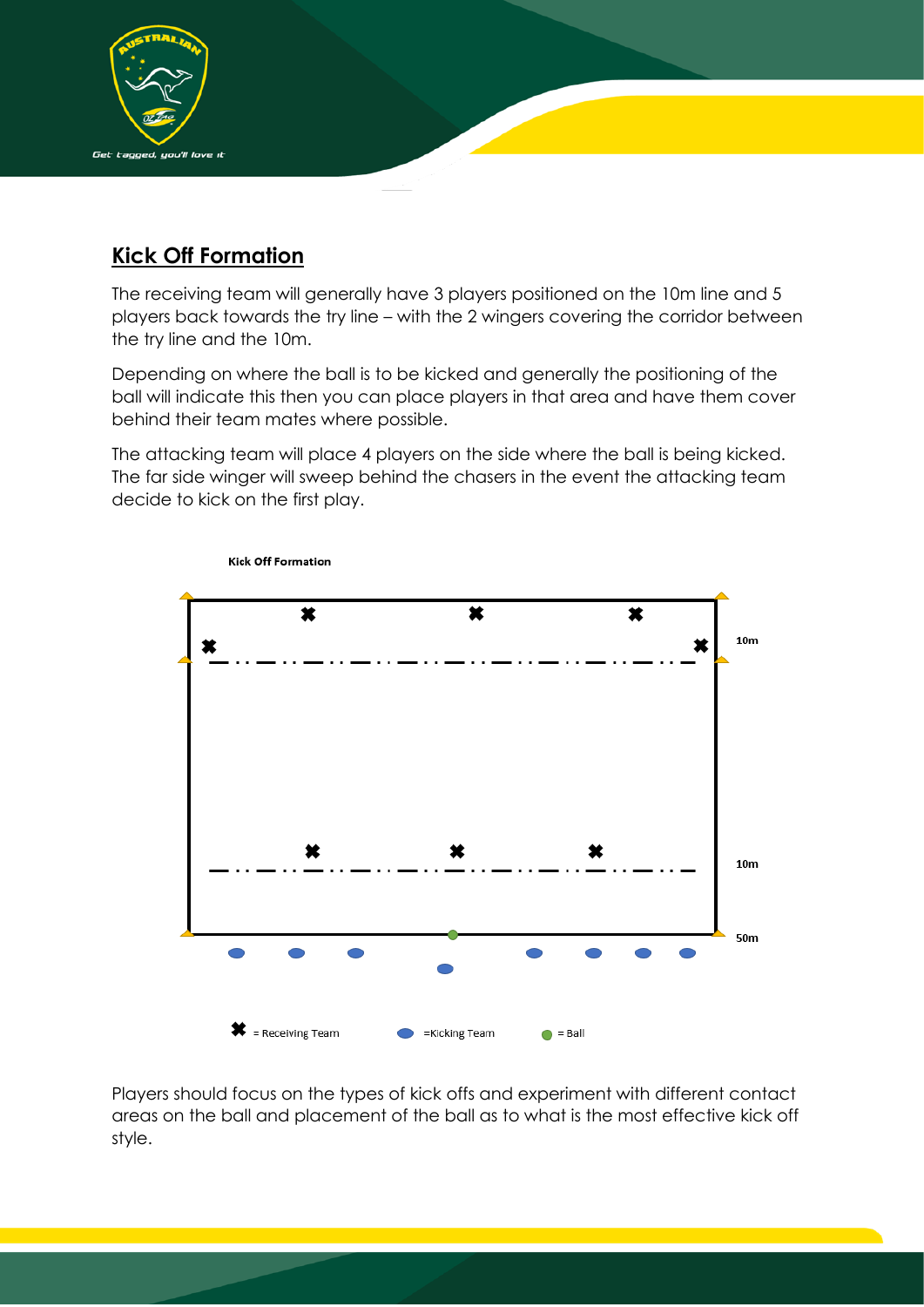## Kick Off Formation

The receiving team will generally have 3 players positioned on the 10m line and 5 players back towards the try line – with the 2 wingers covering the corridor between the try line and the 10m.

Depending on where the ball is to be kicked and generally the positioning of the ball will indicate this then you can place players in that area and have them cover behind their team mates where possible.

The attacking team will place 4 players on the side where the ball is being kicked. The far side winger will sweep behind the chasers in the event the attacking team decide to kick on the first play.

Kick Off Formation

10m

10m

50m

✖ = Receiving Team    =Kicking Team    = Ball

Players should focus on the types of kick offs and experiment with different contact areas on the ball and placement of the ball as to what is the most effective kick off style.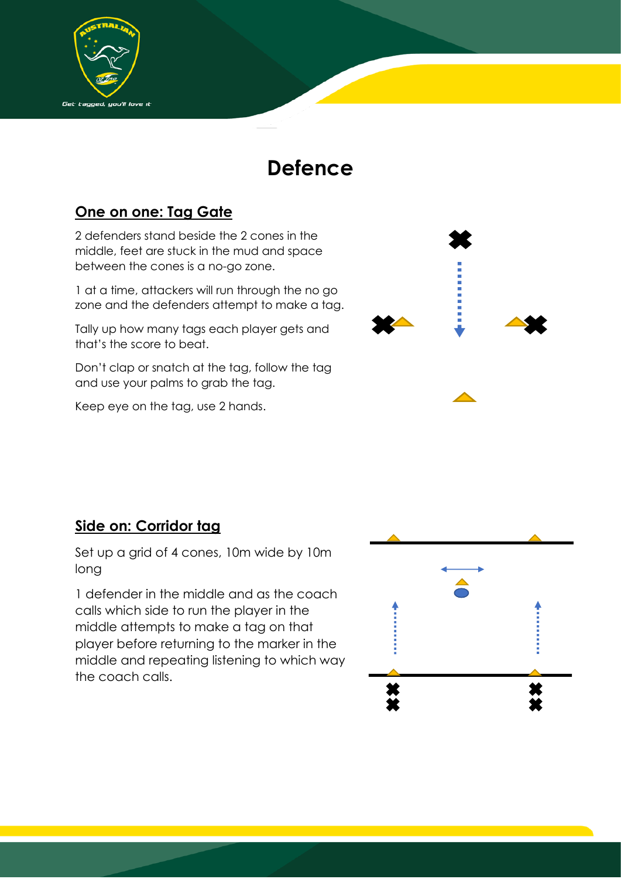# Defence

## One on one: Tag Gate

2 defenders stand beside the 2 cones in the middle, feet are stuck in the mud and space between the cones is a no-go zone.

1 at a time, attackers will run through the no go zone and the defenders attempt to make a tag.

Tally up how many tags each player gets and that's the score to beat.

Don't clap or snatch at the tag, follow the tag and use your palms to grab the tag.

Keep eye on the tag, use 2 hands.

## Side on: Corridor tag

Set up a grid of 4 cones, 10m wide by 10m long

1 defender in the middle and as the coach calls which side to run the player in the middle attempts to make a tag on that player before returning to the marker in the middle and repeating listening to which way the coach calls.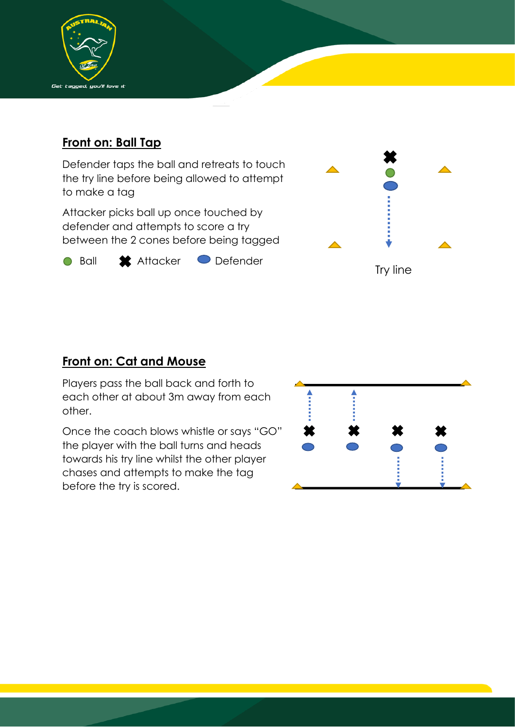## Front on: Ball Tap

Defender taps the ball and retreats to touch the try line before being allowed to attempt to make a tag

Attacker picks ball up once touched by defender and attempts to score a try between the 2 cones before being tagged

Ball    Attacker    Defender

Try line

## Front on: Cat and Mouse

Players pass the ball back and forth to each other at about 3m away from each other.

Once the coach blows whistle or says "GO" the player with the ball turns and heads towards his try line whilst the other player chases and attempts to make the tag before the try is scored.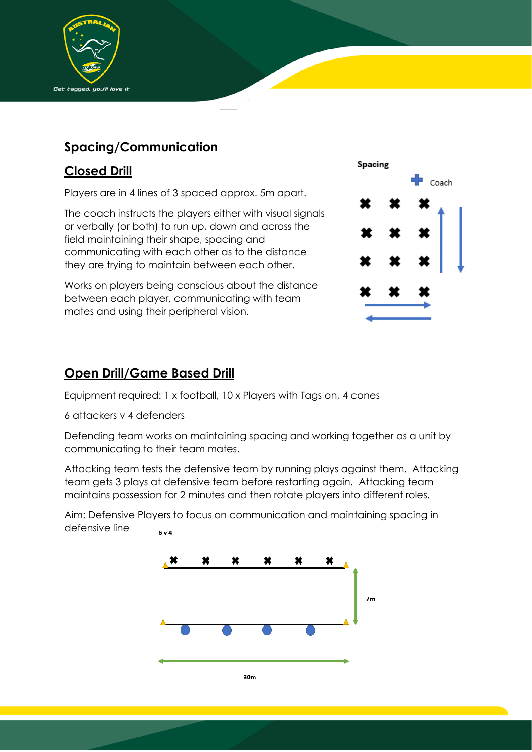## Spacing/Communication

### Closed Drill

Players are in 4 lines of 3 spaced approx. 5m apart.

The coach instructs the players either with visual signals or verbally (or both) to run up, down and across the field maintaining their shape, spacing and communicating with each other as to the distance they are trying to maintain between each other.

Works on players being conscious about the distance between each player, communicating with team mates and using their peripheral vision.

Spacing

Coach

### Open Drill/Game Based Drill

Equipment required: 1 x football, 10 x Players with Tags on, 4 cones

6 attackers v 4 defenders

Defending team works on maintaining spacing and working together as a unit by communicating to their team mates.

Attacking team tests the defensive team by running plays against them. Attacking team gets 3 plays at defensive team before restarting again. Attacking team maintains possession for 2 minutes and then rotate players into different roles.

Aim: Defensive Players to focus on communication and maintaining spacing in defensive line

6 v 4

7m

30m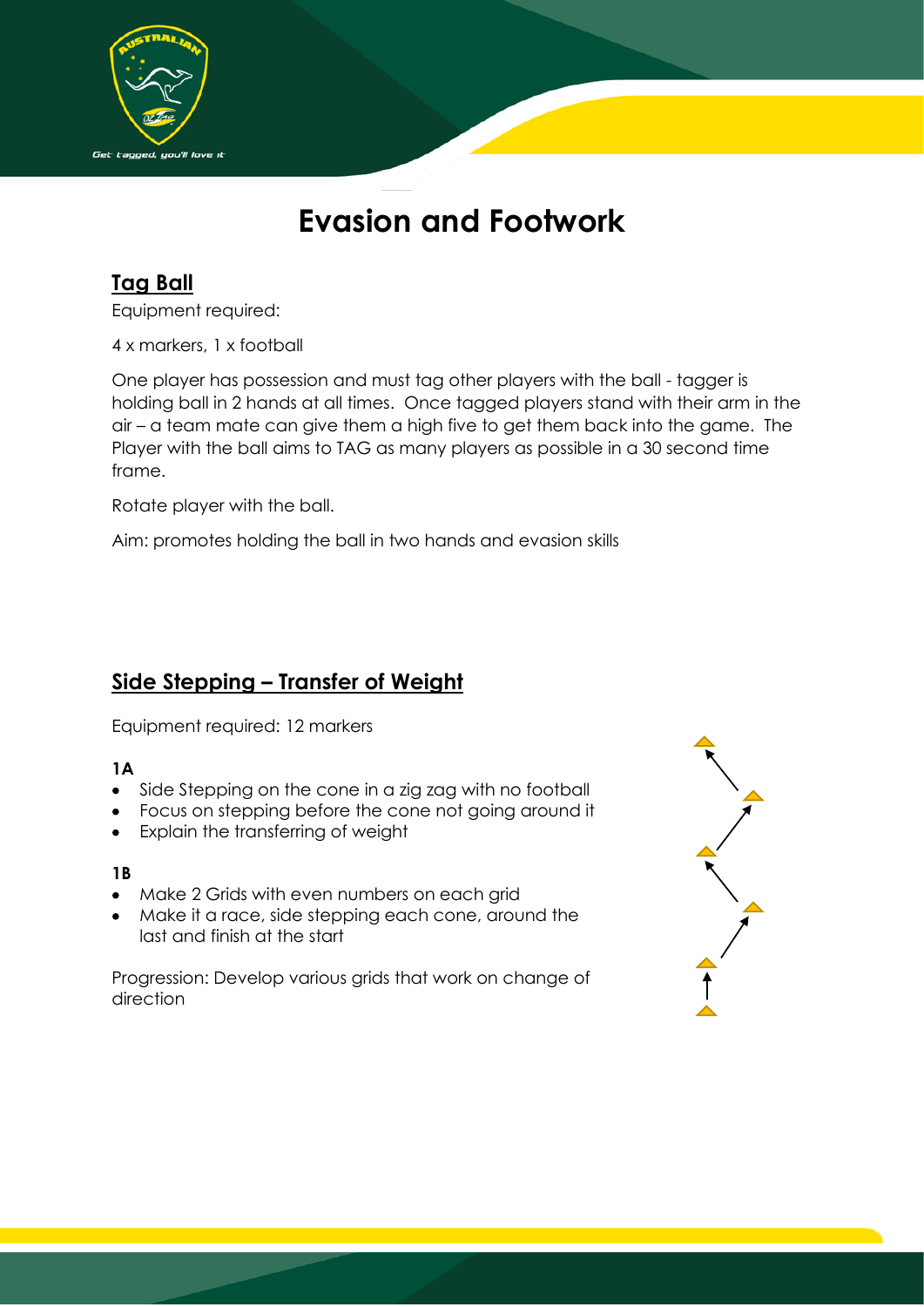# Evasion and Footwork

## Tag Ball

Equipment required:

4 x markers, 1 x football

One player has possession and must tag other players with the ball - tagger is holding ball in 2 hands at all times. Once tagged players stand with their arm in the air – a team mate can give them a high five to get them back into the game. The Player with the ball aims to TAG as many players as possible in a 30 second time frame.

Rotate player with the ball.

Aim: promotes holding the ball in two hands and evasion skills

## Side Stepping – Transfer of Weight

Equipment required: 12 markers

**1A**

- Side Stepping on the cone in a zig zag with no football
- Focus on stepping before the cone not going around it
- Explain the transferring of weight

**1B**

- Make 2 Grids with even numbers on each grid
- Make it a race, side stepping each cone, around the last and finish at the start

Progression: Develop various grids that work on change of direction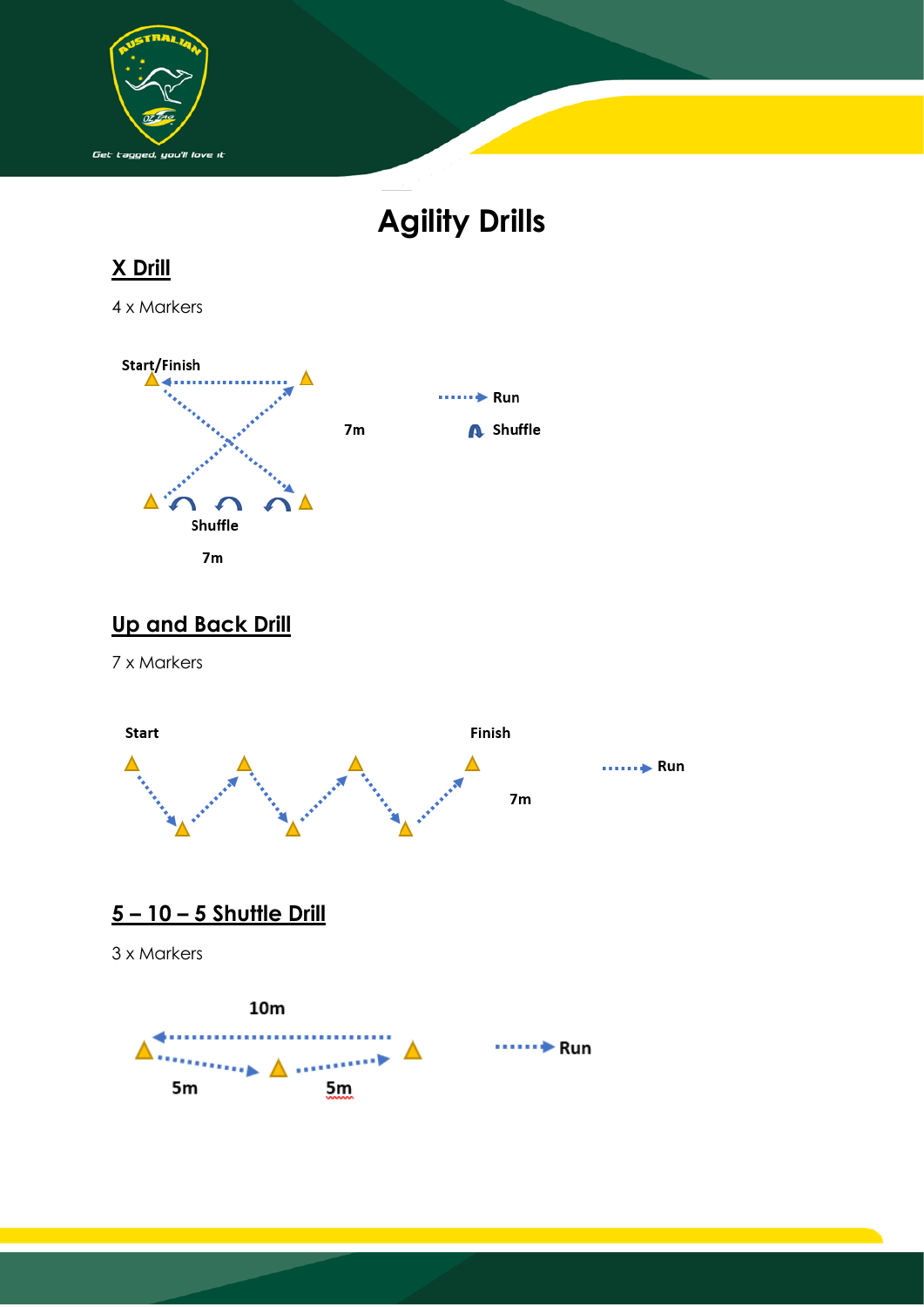# Agility Drills

## X Drill

4 x Markers

Start/Finish

7m

Run

Shuffle

Shuffle

7m

## Up and Back Drill

7 x Markers

Start

Finish

Run

7m

## 5 – 10 – 5 Shuttle Drill

3 x Markers

10m

Run

5m

5m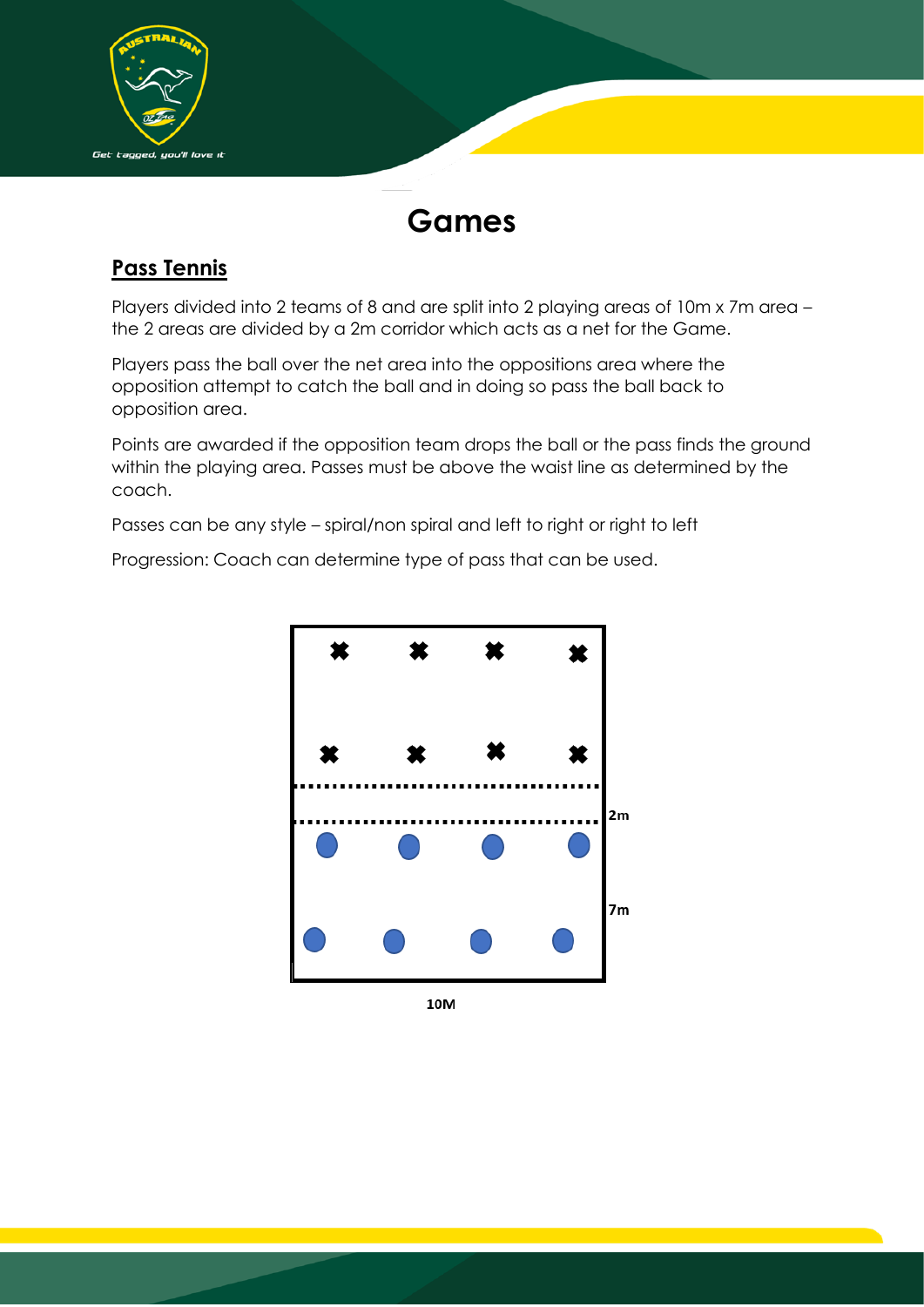# Games

## Pass Tennis

Players divided into 2 teams of 8 and are split into 2 playing areas of 10m x 7m area – the 2 areas are divided by a 2m corridor which acts as a net for the Game.

Players pass the ball over the net area into the oppositions area where the opposition attempt to catch the ball and in doing so pass the ball back to opposition area.

Points are awarded if the opposition team drops the ball or the pass finds the ground within the playing area. Passes must be above the waist line as determined by the coach.

Passes can be any style – spiral/non spiral and left to right or right to left

Progression: Coach can determine type of pass that can be used.

2m

7m

10M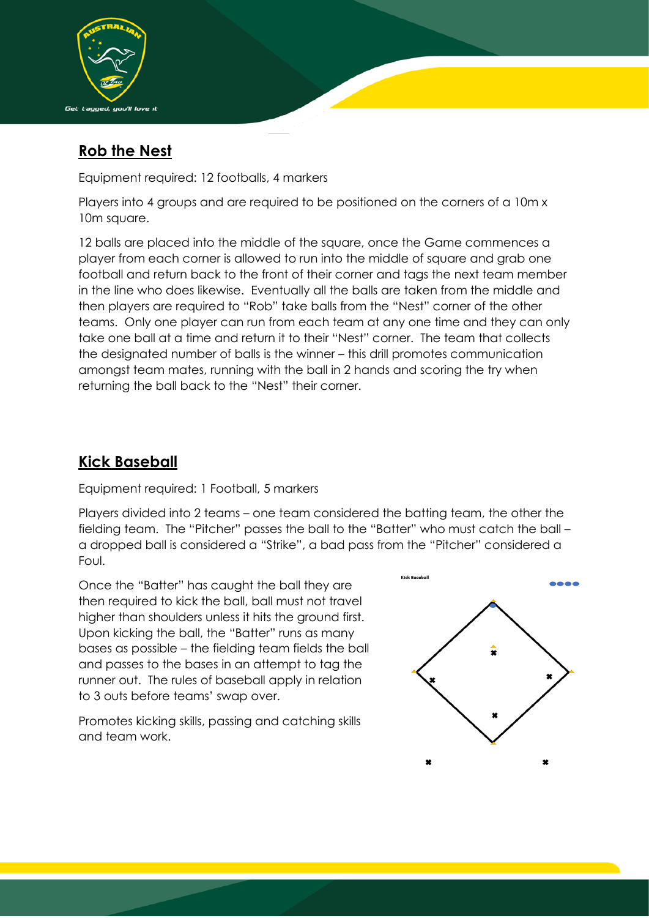## Rob the Nest

Equipment required: 12 footballs, 4 markers

Players into 4 groups and are required to be positioned on the corners of a 10m x 10m square.

12 balls are placed into the middle of the square, once the Game commences a player from each corner is allowed to run into the middle of square and grab one football and return back to the front of their corner and tags the next team member in the line who does likewise. Eventually all the balls are taken from the middle and then players are required to "Rob" take balls from the "Nest" corner of the other teams. Only one player can run from each team at any one time and they can only take one ball at a time and return it to their "Nest" corner. The team that collects the designated number of balls is the winner – this drill promotes communication amongst team mates, running with the ball in 2 hands and scoring the try when returning the ball back to the "Nest" their corner.

## Kick Baseball

Equipment required: 1 Football, 5 markers

Players divided into 2 teams – one team considered the batting team, the other the fielding team. The "Pitcher" passes the ball to the "Batter" who must catch the ball – a dropped ball is considered a "Strike", a bad pass from the "Pitcher" considered a Foul.

Once the "Batter" has caught the ball they are then required to kick the ball, ball must not travel higher than shoulders unless it hits the ground first. Upon kicking the ball, the "Batter" runs as many bases as possible – the fielding team fields the ball and passes to the bases in an attempt to tag the runner out. The rules of baseball apply in relation to 3 outs before teams' swap over.

Promotes kicking skills, passing and catching skills and team work.

Kick Baseball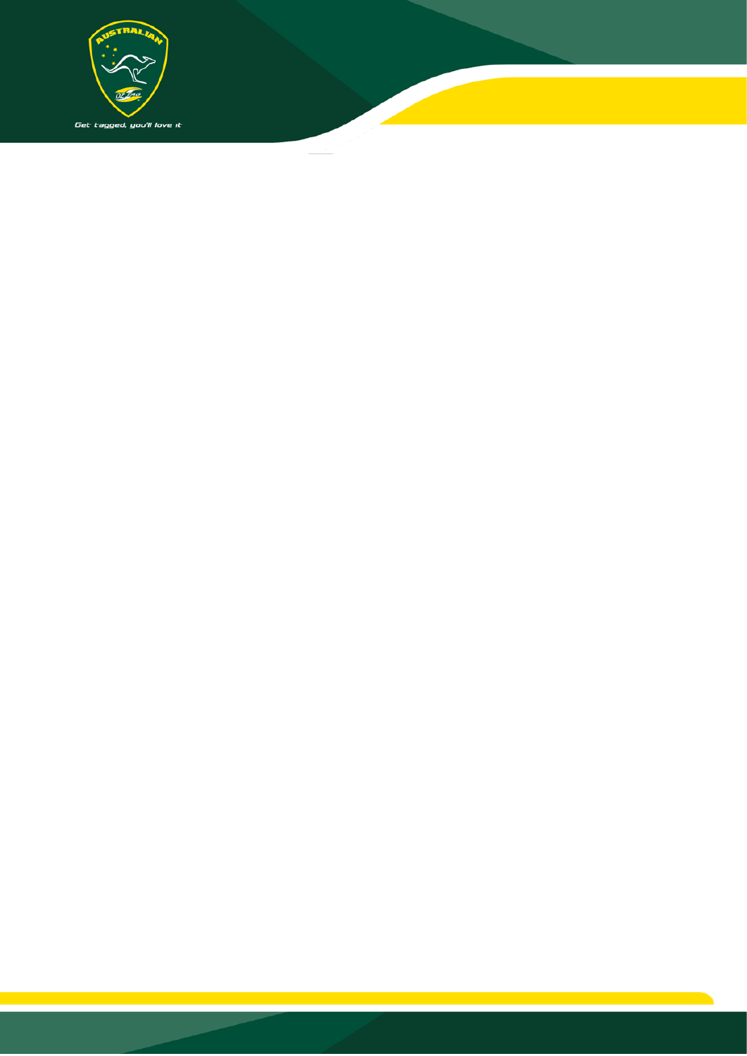Get tagged, you'll love it